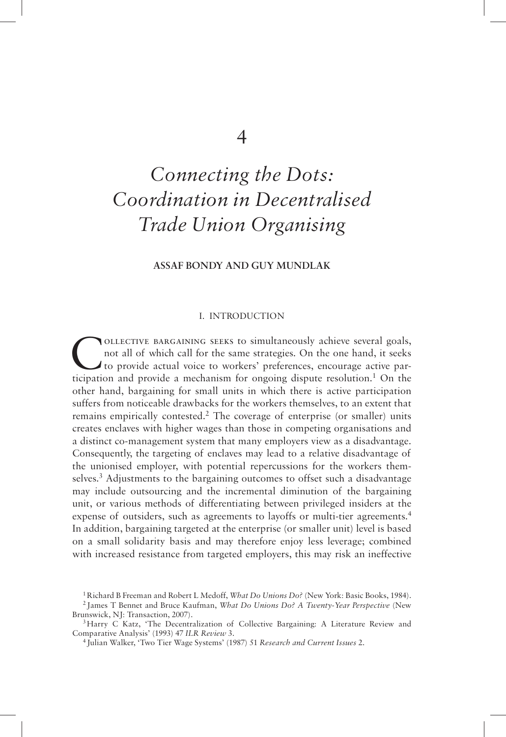# 4

# *Connecting the Dots: Coordination in Decentralised Trade Union Organising*

**ASSAF BONDY AND GUY MUNDLAK**

## I. INTRODUCTION

COLLECTIVE BARGAINING SEEKS to simultaneously achieve several goals, not all of which call for the same strategies. On the one hand, it seeks to provide actual voice to workers' preferences, encourage active participation and provide a mechanism for ongoing dispute resolution.[1] On the other hand, bargaining for small units in which there is active participation suffers from noticeable drawbacks for the workers themselves, to an extent that remains empirically contested.[2] The coverage of enterprise (or smaller) units creates enclaves with higher wages than those in competing organisations and a distinct co-management system that many employers view as a disadvantage. Consequently, the targeting of enclaves may lead to a relative disadvantage of the unionised employer, with potential repercussions for the workers themselves.[3] Adjustments to the bargaining outcomes to offset such a disadvantage may include outsourcing and the incremental diminution of the bargaining unit, or various methods of differentiating between privileged insiders at the expense of outsiders, such as agreements to layoffs or multi-tier agreements.[4] In addition, bargaining targeted at the enterprise (or smaller unit) level is based on a small solidarity basis and may therefore enjoy less leverage; combined with increased resistance from targeted employers, this may risk an ineffective

[1] Richard B Freeman and Robert L Medoff, *What Do Unions Do?* (New York: Basic Books, 1984).

[2] James T Bennet and Bruce Kaufman, *What Do Unions Do? A Twenty-Year Perspective* (New Brunswick, NJ: Transaction, 2007).

[3] Harry C Katz, 'The Decentralization of Collective Bargaining: A Literature Review and Comparative Analysis' (1993) 47 *ILR Review* 3.

[4] Julian Walker, 'Two Tier Wage Systems' (1987) 51 *Research and Current Issues* 2.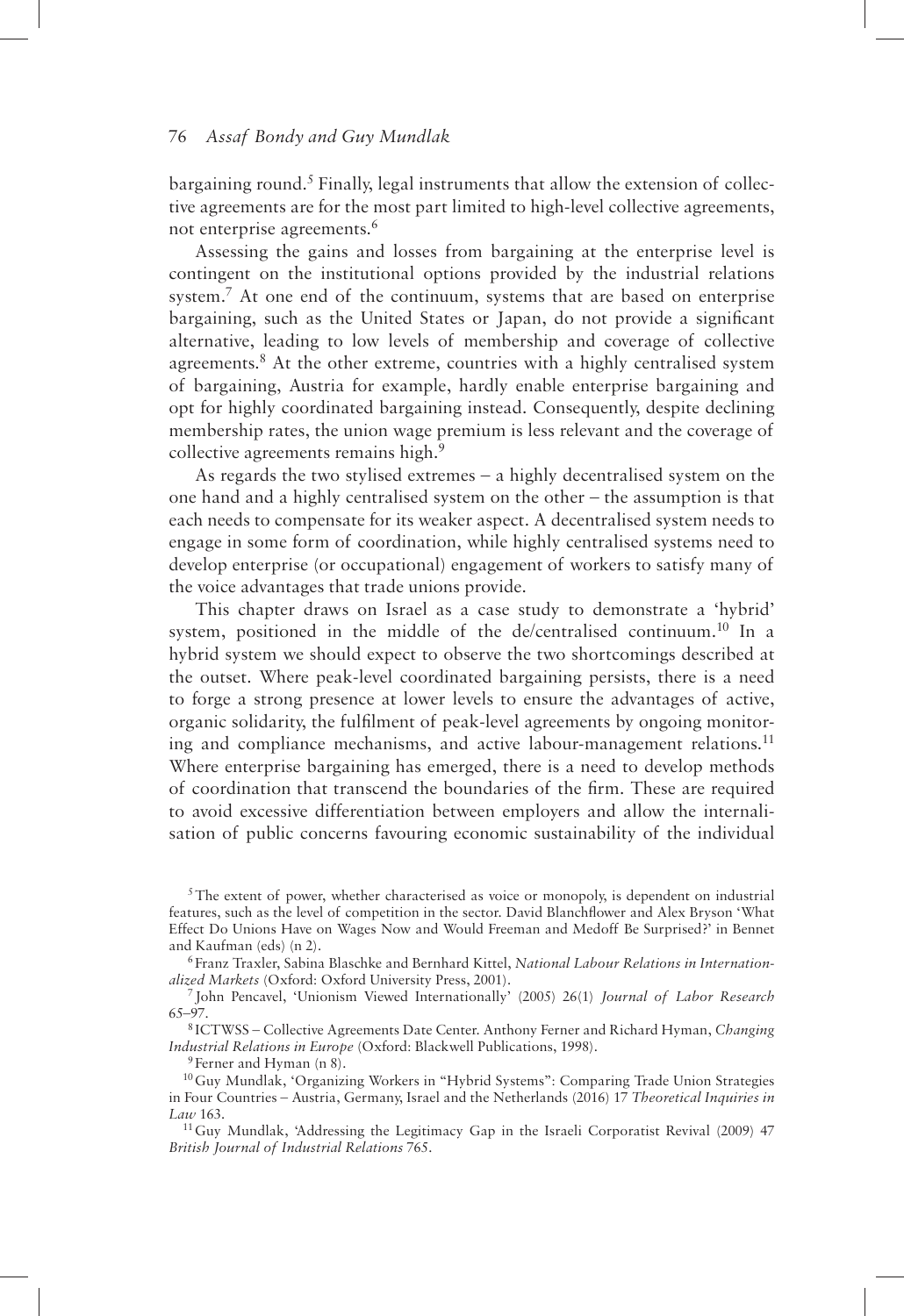bargaining round.[5] Finally, legal instruments that allow the extension of collective agreements are for the most part limited to high-level collective agreements, not enterprise agreements.[6]

Assessing the gains and losses from bargaining at the enterprise level is contingent on the institutional options provided by the industrial relations system.[7] At one end of the continuum, systems that are based on enterprise bargaining, such as the United States or Japan, do not provide a significant alternative, leading to low levels of membership and coverage of collective agreements.[8] At the other extreme, countries with a highly centralised system of bargaining, Austria for example, hardly enable enterprise bargaining and opt for highly coordinated bargaining instead. Consequently, despite declining membership rates, the union wage premium is less relevant and the coverage of collective agreements remains high.[9]

As regards the two stylised extremes – a highly decentralised system on the one hand and a highly centralised system on the other – the assumption is that each needs to compensate for its weaker aspect. A decentralised system needs to engage in some form of coordination, while highly centralised systems need to develop enterprise (or occupational) engagement of workers to satisfy many of the voice advantages that trade unions provide.

This chapter draws on Israel as a case study to demonstrate a 'hybrid' system, positioned in the middle of the de/centralised continuum.[10] In a hybrid system we should expect to observe the two shortcomings described at the outset. Where peak-level coordinated bargaining persists, there is a need to forge a strong presence at lower levels to ensure the advantages of active, organic solidarity, the fulfilment of peak-level agreements by ongoing monitoring and compliance mechanisms, and active labour-management relations.[11] Where enterprise bargaining has emerged, there is a need to develop methods of coordination that transcend the boundaries of the firm. These are required to avoid excessive differentiation between employers and allow the internalisation of public concerns favouring economic sustainability of the individual

---

[5] The extent of power, whether characterised as voice or monopoly, is dependent on industrial features, such as the level of competition in the sector. David Blanchflower and Alex Bryson 'What Effect Do Unions Have on Wages Now and Would Freeman and Medoff Be Surprised?' in Bennet and Kaufman (eds) (n 2).

[6] Franz Traxler, Sabina Blaschke and Bernhard Kittel, *National Labour Relations in Internationalized Markets* (Oxford: Oxford University Press, 2001).

[7] John Pencavel, 'Unionism Viewed Internationally' (2005) 26(1) *Journal of Labor Research* 65–97.

[8] ICTWSS – Collective Agreements Date Center. Anthony Ferner and Richard Hyman, *Changing Industrial Relations in Europe* (Oxford: Blackwell Publications, 1998).

[9] Ferner and Hyman (n 8).

[10] Guy Mundlak, 'Organizing Workers in "Hybrid Systems": Comparing Trade Union Strategies in Four Countries – Austria, Germany, Israel and the Netherlands (2016) 17 *Theoretical Inquiries in Law* 163.

[11] Guy Mundlak, 'Addressing the Legitimacy Gap in the Israeli Corporatist Revival (2009) 47 *British Journal of Industrial Relations* 765.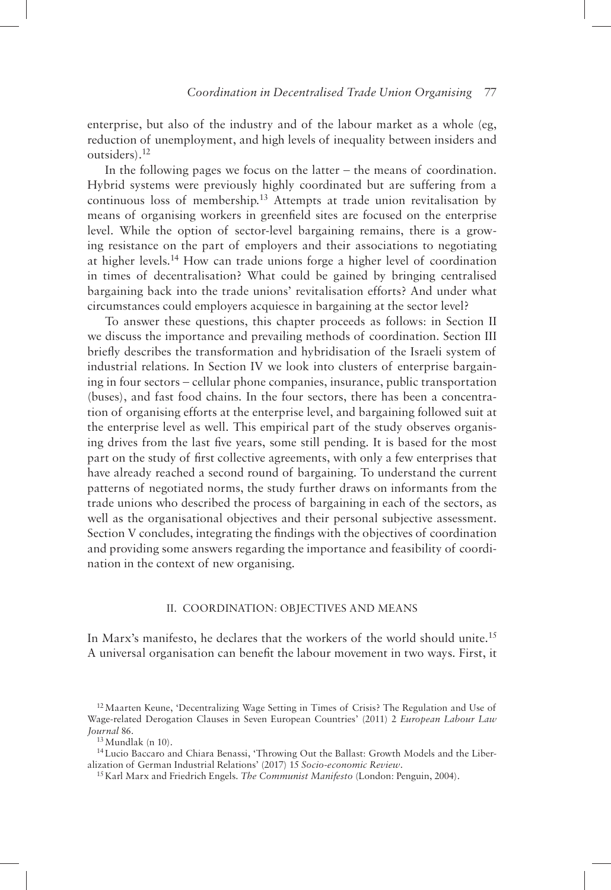enterprise, but also of the industry and of the labour market as a whole (eg, reduction of unemployment, and high levels of inequality between insiders and outsiders).[12]

In the following pages we focus on the latter – the means of coordination. Hybrid systems were previously highly coordinated but are suffering from a continuous loss of membership.[13] Attempts at trade union revitalisation by means of organising workers in greenfield sites are focused on the enterprise level. While the option of sector-level bargaining remains, there is a growing resistance on the part of employers and their associations to negotiating at higher levels.[14] How can trade unions forge a higher level of coordination in times of decentralisation? What could be gained by bringing centralised bargaining back into the trade unions' revitalisation efforts? And under what circumstances could employers acquiesce in bargaining at the sector level?

To answer these questions, this chapter proceeds as follows: in Section II we discuss the importance and prevailing methods of coordination. Section III briefly describes the transformation and hybridisation of the Israeli system of industrial relations. In Section IV we look into clusters of enterprise bargaining in four sectors – cellular phone companies, insurance, public transportation (buses), and fast food chains. In the four sectors, there has been a concentration of organising efforts at the enterprise level, and bargaining followed suit at the enterprise level as well. This empirical part of the study observes organising drives from the last five years, some still pending. It is based for the most part on the study of first collective agreements, with only a few enterprises that have already reached a second round of bargaining. To understand the current patterns of negotiated norms, the study further draws on informants from the trade unions who described the process of bargaining in each of the sectors, as well as the organisational objectives and their personal subjective assessment. Section V concludes, integrating the findings with the objectives of coordination and providing some answers regarding the importance and feasibility of coordination in the context of new organising.

## II. COORDINATION: OBJECTIVES AND MEANS

In Marx's manifesto, he declares that the workers of the world should unite.[15] A universal organisation can benefit the labour movement in two ways. First, it

---

[12] Maarten Keune, 'Decentralizing Wage Setting in Times of Crisis? The Regulation and Use of Wage-related Derogation Clauses in Seven European Countries' (2011) 2 *European Labour Law Journal* 86.

[13] Mundlak (n 10).

[14] Lucio Baccaro and Chiara Benassi, 'Throwing Out the Ballast: Growth Models and the Liberalization of German Industrial Relations' (2017) 15 *Socio-economic Review*.

[15] Karl Marx and Friedrich Engels. *The Communist Manifesto* (London: Penguin, 2004).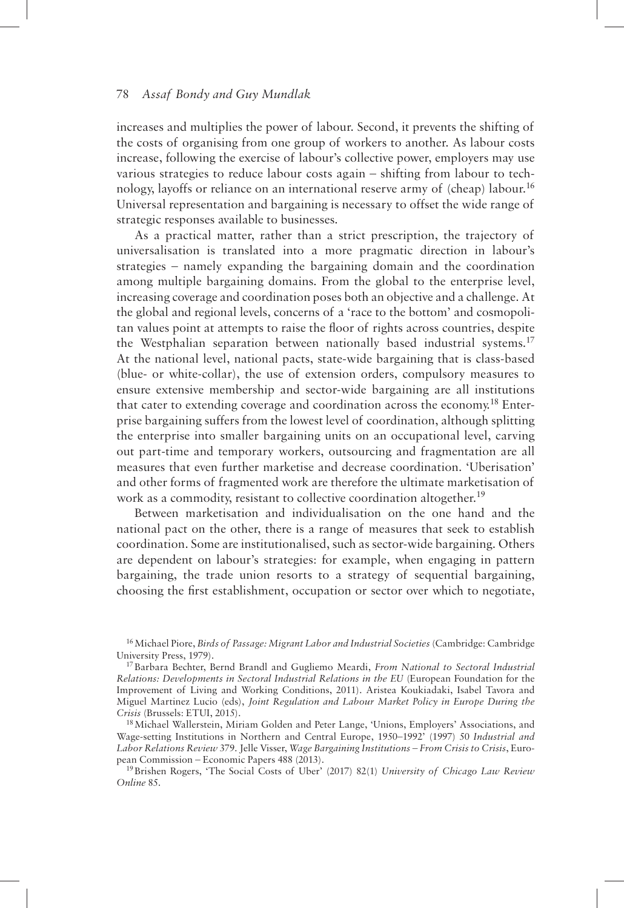increases and multiplies the power of labour. Second, it prevents the shifting of the costs of organising from one group of workers to another. As labour costs increase, following the exercise of labour's collective power, employers may use various strategies to reduce labour costs again – shifting from labour to technology, layoffs or reliance on an international reserve army of (cheap) labour.[16] Universal representation and bargaining is necessary to offset the wide range of strategic responses available to businesses.

As a practical matter, rather than a strict prescription, the trajectory of universalisation is translated into a more pragmatic direction in labour's strategies – namely expanding the bargaining domain and the coordination among multiple bargaining domains. From the global to the enterprise level, increasing coverage and coordination poses both an objective and a challenge. At the global and regional levels, concerns of a 'race to the bottom' and cosmopolitan values point at attempts to raise the floor of rights across countries, despite the Westphalian separation between nationally based industrial systems.[17] At the national level, national pacts, state-wide bargaining that is class-based (blue- or white-collar), the use of extension orders, compulsory measures to ensure extensive membership and sector-wide bargaining are all institutions that cater to extending coverage and coordination across the economy.[18] Enterprise bargaining suffers from the lowest level of coordination, although splitting the enterprise into smaller bargaining units on an occupational level, carving out part-time and temporary workers, outsourcing and fragmentation are all measures that even further marketise and decrease coordination. 'Uberisation' and other forms of fragmented work are therefore the ultimate marketisation of work as a commodity, resistant to collective coordination altogether.[19]

Between marketisation and individualisation on the one hand and the national pact on the other, there is a range of measures that seek to establish coordination. Some are institutionalised, such as sector-wide bargaining. Others are dependent on labour's strategies: for example, when engaging in pattern bargaining, the trade union resorts to a strategy of sequential bargaining, choosing the first establishment, occupation or sector over which to negotiate,

[16] Michael Piore, *Birds of Passage: Migrant Labor and Industrial Societies* (Cambridge: Cambridge University Press, 1979).

[17] Barbara Bechter, Bernd Brandl and Gugliemo Meardi, *From National to Sectoral Industrial Relations: Developments in Sectoral Industrial Relations in the EU* (European Foundation for the Improvement of Living and Working Conditions, 2011). Aristea Koukiadaki, Isabel Tavora and Miguel Martinez Lucio (eds), *Joint Regulation and Labour Market Policy in Europe During the Crisis* (Brussels: ETUI, 2015).

[18] Michael Wallerstein, Miriam Golden and Peter Lange, 'Unions, Employers' Associations, and Wage-setting Institutions in Northern and Central Europe, 1950–1992' (1997) 50 *Industrial and Labor Relations Review* 379. Jelle Visser, *Wage Bargaining Institutions – From Crisis to Crisis*, European Commission – Economic Papers 488 (2013).

[19] Brishen Rogers, 'The Social Costs of Uber' (2017) 82(1) *University of Chicago Law Review Online* 85.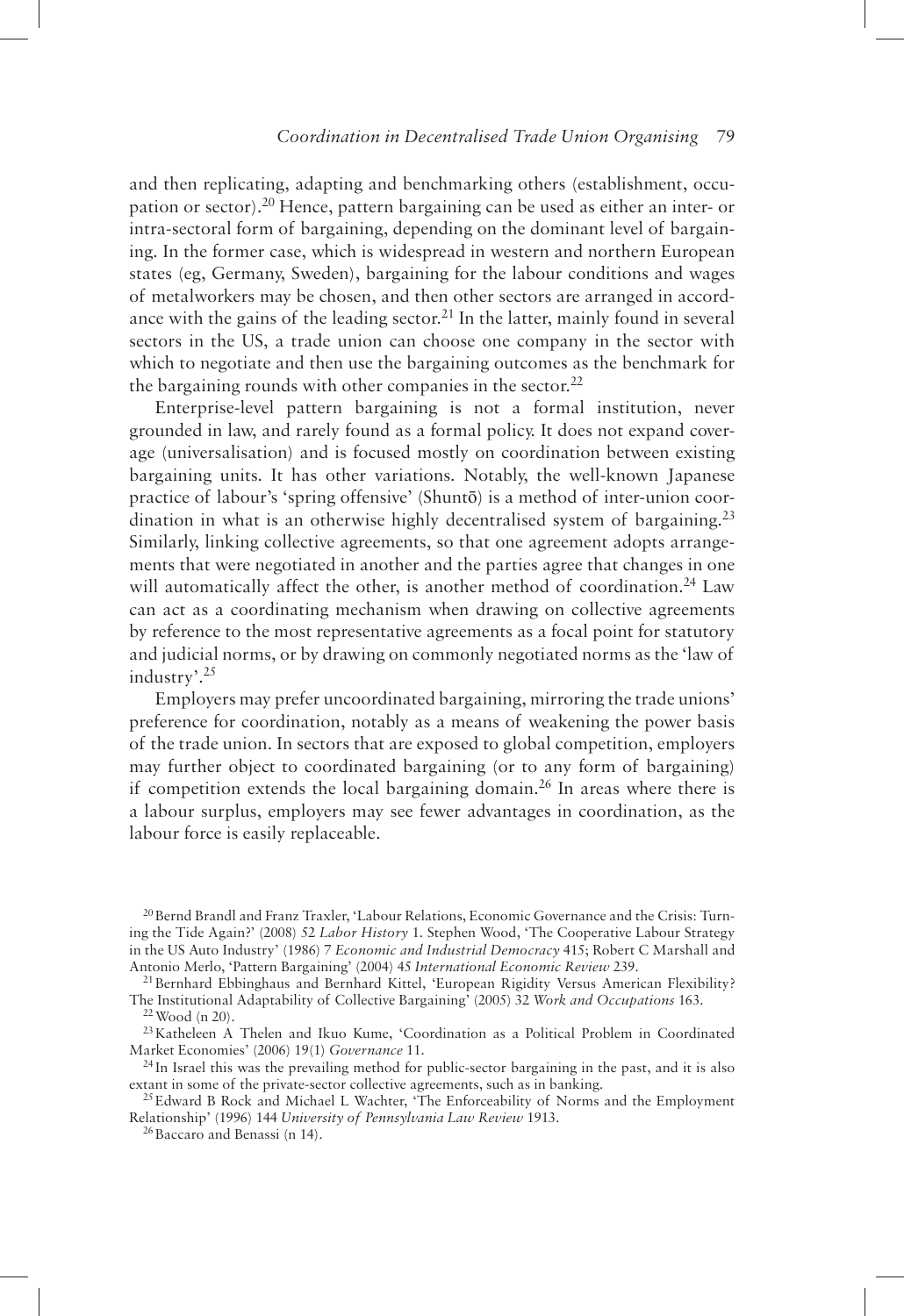and then replicating, adapting and benchmarking others (establishment, occupation or sector).[20] Hence, pattern bargaining can be used as either an inter- or intra-sectoral form of bargaining, depending on the dominant level of bargaining. In the former case, which is widespread in western and northern European states (eg, Germany, Sweden), bargaining for the labour conditions and wages of metalworkers may be chosen, and then other sectors are arranged in accordance with the gains of the leading sector.[21] In the latter, mainly found in several sectors in the US, a trade union can choose one company in the sector with which to negotiate and then use the bargaining outcomes as the benchmark for the bargaining rounds with other companies in the sector.[22]

Enterprise-level pattern bargaining is not a formal institution, never grounded in law, and rarely found as a formal policy. It does not expand coverage (universalisation) and is focused mostly on coordination between existing bargaining units. It has other variations. Notably, the well-known Japanese practice of labour's 'spring offensive' (Shuntō) is a method of inter-union coordination in what is an otherwise highly decentralised system of bargaining.[23] Similarly, linking collective agreements, so that one agreement adopts arrangements that were negotiated in another and the parties agree that changes in one will automatically affect the other, is another method of coordination.[24] Law can act as a coordinating mechanism when drawing on collective agreements by reference to the most representative agreements as a focal point for statutory and judicial norms, or by drawing on commonly negotiated norms as the 'law of industry'.[25]

Employers may prefer uncoordinated bargaining, mirroring the trade unions' preference for coordination, notably as a means of weakening the power basis of the trade union. In sectors that are exposed to global competition, employers may further object to coordinated bargaining (or to any form of bargaining) if competition extends the local bargaining domain.[26] In areas where there is a labour surplus, employers may see fewer advantages in coordination, as the labour force is easily replaceable.

---

[20] Bernd Brandl and Franz Traxler, 'Labour Relations, Economic Governance and the Crisis: Turning the Tide Again?' (2008) 52 *Labor History* 1. Stephen Wood, 'The Cooperative Labour Strategy in the US Auto Industry' (1986) 7 *Economic and Industrial Democracy* 415; Robert C Marshall and Antonio Merlo, 'Pattern Bargaining' (2004) 45 *International Economic Review* 239.

[21] Bernhard Ebbinghaus and Bernhard Kittel, 'European Rigidity Versus American Flexibility? The Institutional Adaptability of Collective Bargaining' (2005) 32 *Work and Occupations* 163.

[22] Wood (n 20).

[23] Katheleen A Thelen and Ikuo Kume, 'Coordination as a Political Problem in Coordinated Market Economies' (2006) 19(1) *Governance* 11.

[24] In Israel this was the prevailing method for public-sector bargaining in the past, and it is also extant in some of the private-sector collective agreements, such as in banking.

[25] Edward B Rock and Michael L Wachter, 'The Enforceability of Norms and the Employment Relationship' (1996) 144 *University of Pennsylvania Law Review* 1913.

[26] Baccaro and Benassi (n 14).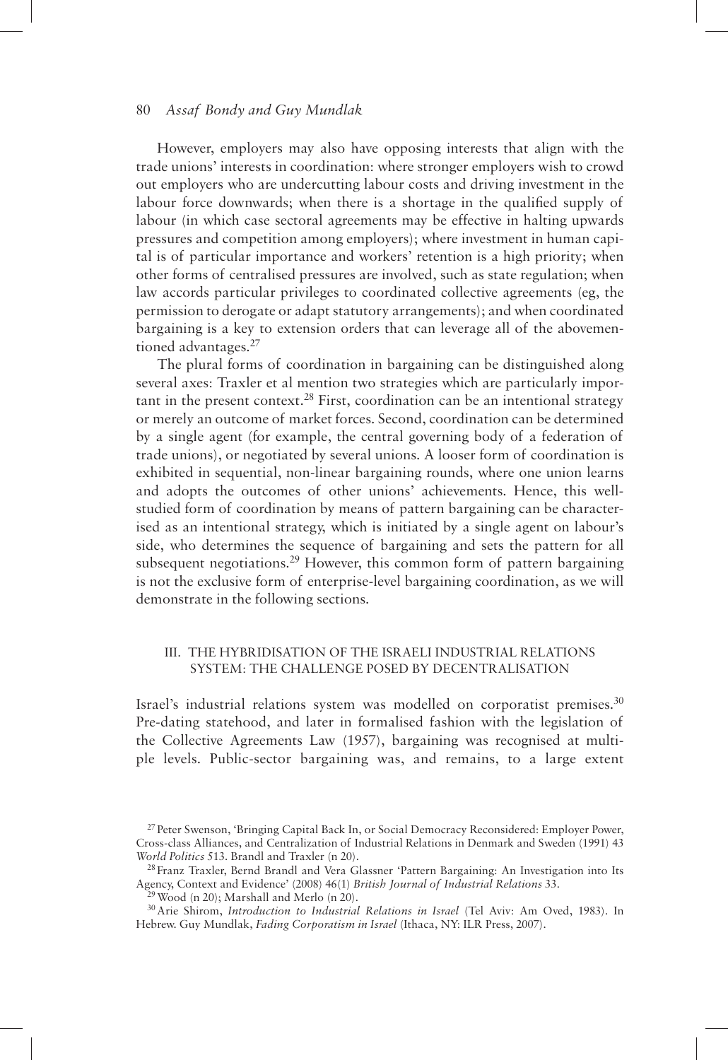However, employers may also have opposing interests that align with the trade unions' interests in coordination: where stronger employers wish to crowd out employers who are undercutting labour costs and driving investment in the labour force downwards; when there is a shortage in the qualified supply of labour (in which case sectoral agreements may be effective in halting upwards pressures and competition among employers); where investment in human capital is of particular importance and workers' retention is a high priority; when other forms of centralised pressures are involved, such as state regulation; when law accords particular privileges to coordinated collective agreements (eg, the permission to derogate or adapt statutory arrangements); and when coordinated bargaining is a key to extension orders that can leverage all of the abovementioned advantages.[27]

The plural forms of coordination in bargaining can be distinguished along several axes: Traxler et al mention two strategies which are particularly important in the present context.[28] First, coordination can be an intentional strategy or merely an outcome of market forces. Second, coordination can be determined by a single agent (for example, the central governing body of a federation of trade unions), or negotiated by several unions. A looser form of coordination is exhibited in sequential, non-linear bargaining rounds, where one union learns and adopts the outcomes of other unions' achievements. Hence, this well-studied form of coordination by means of pattern bargaining can be characterised as an intentional strategy, which is initiated by a single agent on labour's side, who determines the sequence of bargaining and sets the pattern for all subsequent negotiations.[29] However, this common form of pattern bargaining is not the exclusive form of enterprise-level bargaining coordination, as we will demonstrate in the following sections.

## III. THE HYBRIDISATION OF THE ISRAELI INDUSTRIAL RELATIONS SYSTEM: THE CHALLENGE POSED BY DECENTRALISATION

Israel's industrial relations system was modelled on corporatist premises.[30] Pre-dating statehood, and later in formalised fashion with the legislation of the Collective Agreements Law (1957), bargaining was recognised at multiple levels. Public-sector bargaining was, and remains, to a large extent

---

[27] Peter Swenson, 'Bringing Capital Back In, or Social Democracy Reconsidered: Employer Power, Cross-class Alliances, and Centralization of Industrial Relations in Denmark and Sweden (1991) 43 *World Politics* 513. Brandl and Traxler (n 20).

[28] Franz Traxler, Bernd Brandl and Vera Glassner 'Pattern Bargaining: An Investigation into Its Agency, Context and Evidence' (2008) 46(1) *British Journal of Industrial Relations* 33.

[29] Wood (n 20); Marshall and Merlo (n 20).

[30] Arie Shirom, *Introduction to Industrial Relations in Israel* (Tel Aviv: Am Oved, 1983). In Hebrew. Guy Mundlak, *Fading Corporatism in Israel* (Ithaca, NY: ILR Press, 2007).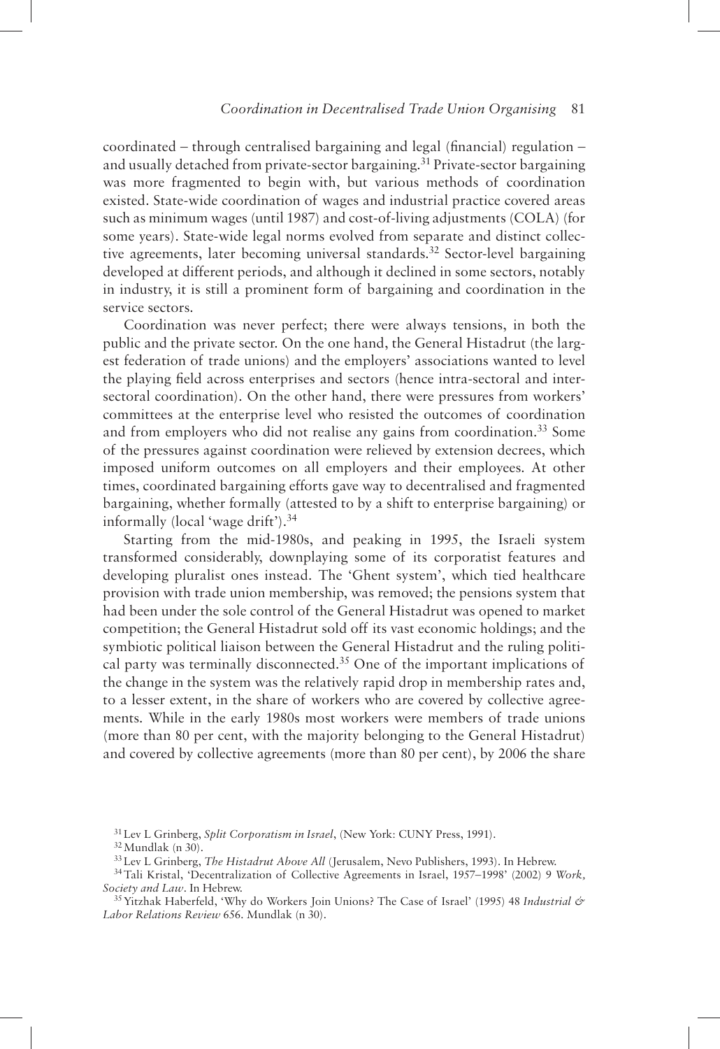coordinated – through centralised bargaining and legal (financial) regulation – and usually detached from private-sector bargaining.[31] Private-sector bargaining was more fragmented to begin with, but various methods of coordination existed. State-wide coordination of wages and industrial practice covered areas such as minimum wages (until 1987) and cost-of-living adjustments (COLA) (for some years). State-wide legal norms evolved from separate and distinct collective agreements, later becoming universal standards.[32] Sector-level bargaining developed at different periods, and although it declined in some sectors, notably in industry, it is still a prominent form of bargaining and coordination in the service sectors.

Coordination was never perfect; there were always tensions, in both the public and the private sector. On the one hand, the General Histadrut (the largest federation of trade unions) and the employers' associations wanted to level the playing field across enterprises and sectors (hence intra-sectoral and inter-sectoral coordination). On the other hand, there were pressures from workers' committees at the enterprise level who resisted the outcomes of coordination and from employers who did not realise any gains from coordination.[33] Some of the pressures against coordination were relieved by extension decrees, which imposed uniform outcomes on all employers and their employees. At other times, coordinated bargaining efforts gave way to decentralised and fragmented bargaining, whether formally (attested to by a shift to enterprise bargaining) or informally (local 'wage drift').[34]

Starting from the mid-1980s, and peaking in 1995, the Israeli system transformed considerably, downplaying some of its corporatist features and developing pluralist ones instead. The 'Ghent system', which tied healthcare provision with trade union membership, was removed; the pensions system that had been under the sole control of the General Histadrut was opened to market competition; the General Histadrut sold off its vast economic holdings; and the symbiotic political liaison between the General Histadrut and the ruling political party was terminally disconnected.[35] One of the important implications of the change in the system was the relatively rapid drop in membership rates and, to a lesser extent, in the share of workers who are covered by collective agreements. While in the early 1980s most workers were members of trade unions (more than 80 per cent, with the majority belonging to the General Histadrut) and covered by collective agreements (more than 80 per cent), by 2006 the share

[31] Lev L Grinberg, *Split Corporatism in Israel*, (New York: CUNY Press, 1991).

[32] Mundlak (n 30).

[33] Lev L Grinberg, *The Histadrut Above All* (Jerusalem, Nevo Publishers, 1993). In Hebrew.

[34] Tali Kristal, 'Decentralization of Collective Agreements in Israel, 1957–1998' (2002) 9 *Work, Society and Law*. In Hebrew.

[35] Yitzhak Haberfeld, 'Why do Workers Join Unions? The Case of Israel' (1995) 48 *Industrial & Labor Relations Review* 656. Mundlak (n 30).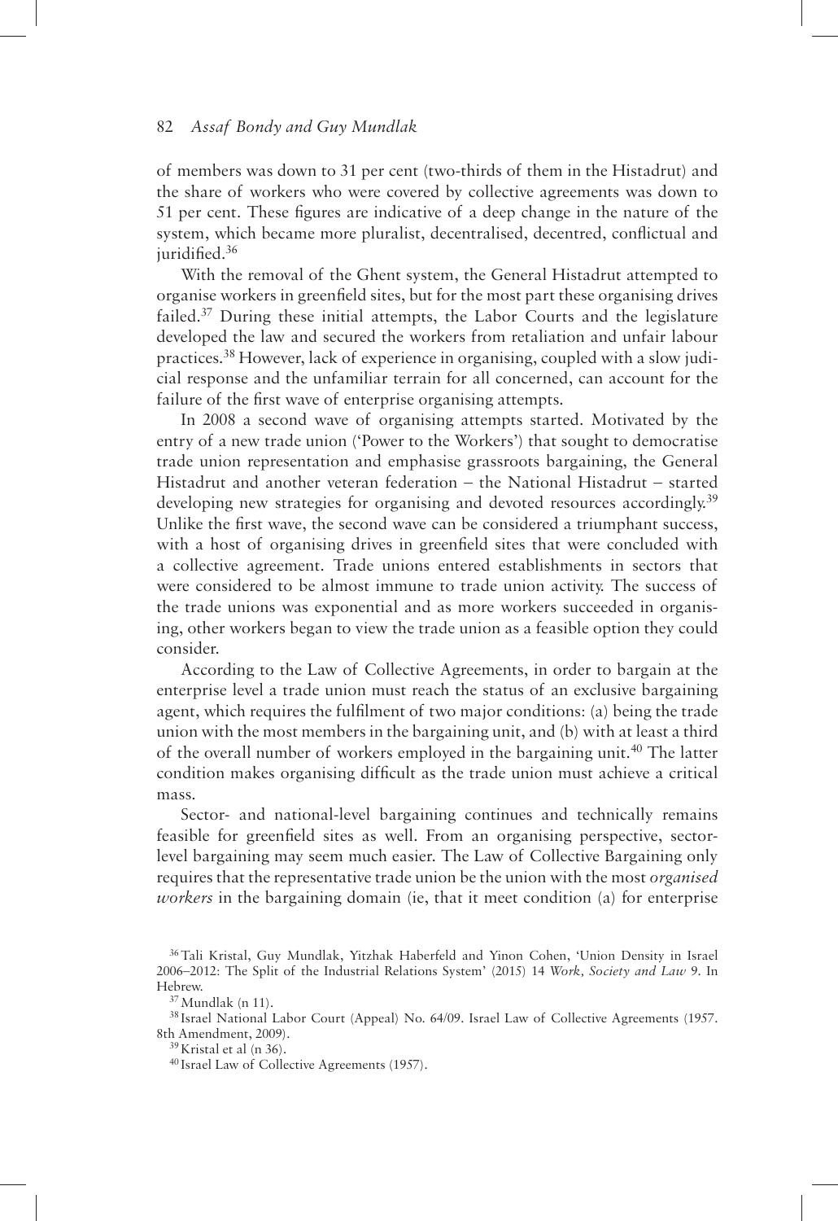of members was down to 31 per cent (two-thirds of them in the Histadrut) and the share of workers who were covered by collective agreements was down to 51 per cent. These figures are indicative of a deep change in the nature of the system, which became more pluralist, decentralised, decentred, conflictual and juridified.[36]

With the removal of the Ghent system, the General Histadrut attempted to organise workers in greenfield sites, but for the most part these organising drives failed.[37] During these initial attempts, the Labor Courts and the legislature developed the law and secured the workers from retaliation and unfair labour practices.[38] However, lack of experience in organising, coupled with a slow judicial response and the unfamiliar terrain for all concerned, can account for the failure of the first wave of enterprise organising attempts.

In 2008 a second wave of organising attempts started. Motivated by the entry of a new trade union ('Power to the Workers') that sought to democratise trade union representation and emphasise grassroots bargaining, the General Histadrut and another veteran federation – the National Histadrut – started developing new strategies for organising and devoted resources accordingly.[39] Unlike the first wave, the second wave can be considered a triumphant success, with a host of organising drives in greenfield sites that were concluded with a collective agreement. Trade unions entered establishments in sectors that were considered to be almost immune to trade union activity. The success of the trade unions was exponential and as more workers succeeded in organising, other workers began to view the trade union as a feasible option they could consider.

According to the Law of Collective Agreements, in order to bargain at the enterprise level a trade union must reach the status of an exclusive bargaining agent, which requires the fulfilment of two major conditions: (a) being the trade union with the most members in the bargaining unit, and (b) with at least a third of the overall number of workers employed in the bargaining unit.[40] The latter condition makes organising difficult as the trade union must achieve a critical mass.

Sector- and national-level bargaining continues and technically remains feasible for greenfield sites as well. From an organising perspective, sector-level bargaining may seem much easier. The Law of Collective Bargaining only requires that the representative trade union be the union with the most *organised workers* in the bargaining domain (ie, that it meet condition (a) for enterprise

---

[36] Tali Kristal, Guy Mundlak, Yitzhak Haberfeld and Yinon Cohen, 'Union Density in Israel 2006–2012: The Split of the Industrial Relations System' (2015) 14 *Work, Society and Law* 9. In Hebrew.

[37] Mundlak (n 11).

[38] Israel National Labor Court (Appeal) No. 64/09. Israel Law of Collective Agreements (1957. 8th Amendment, 2009).

[39] Kristal et al (n 36).

[40] Israel Law of Collective Agreements (1957).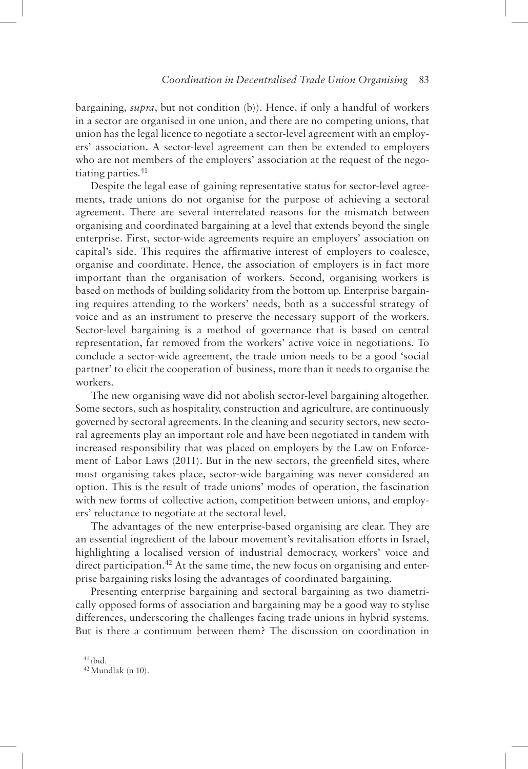bargaining, *supra*, but not condition (b)). Hence, if only a handful of workers in a sector are organised in one union, and there are no competing unions, that union has the legal licence to negotiate a sector-level agreement with an employers' association. A sector-level agreement can then be extended to employers who are not members of the employers' association at the request of the negotiating parties.[41]

Despite the legal ease of gaining representative status for sector-level agreements, trade unions do not organise for the purpose of achieving a sectoral agreement. There are several interrelated reasons for the mismatch between organising and coordinated bargaining at a level that extends beyond the single enterprise. First, sector-wide agreements require an employers' association on capital's side. This requires the affirmative interest of employers to coalesce, organise and coordinate. Hence, the association of employers is in fact more important than the organisation of workers. Second, organising workers is based on methods of building solidarity from the bottom up. Enterprise bargaining requires attending to the workers' needs, both as a successful strategy of voice and as an instrument to preserve the necessary support of the workers. Sector-level bargaining is a method of governance that is based on central representation, far removed from the workers' active voice in negotiations. To conclude a sector-wide agreement, the trade union needs to be a good 'social partner' to elicit the cooperation of business, more than it needs to organise the workers.

The new organising wave did not abolish sector-level bargaining altogether. Some sectors, such as hospitality, construction and agriculture, are continuously governed by sectoral agreements. In the cleaning and security sectors, new sectoral agreements play an important role and have been negotiated in tandem with increased responsibility that was placed on employers by the Law on Enforcement of Labor Laws (2011). But in the new sectors, the greenfield sites, where most organising takes place, sector-wide bargaining was never considered an option. This is the result of trade unions' modes of operation, the fascination with new forms of collective action, competition between unions, and employers' reluctance to negotiate at the sectoral level.

The advantages of the new enterprise-based organising are clear. They are an essential ingredient of the labour movement's revitalisation efforts in Israel, highlighting a localised version of industrial democracy, workers' voice and direct participation.[42] At the same time, the new focus on organising and enterprise bargaining risks losing the advantages of coordinated bargaining.

Presenting enterprise bargaining and sectoral bargaining as two diametrically opposed forms of association and bargaining may be a good way to stylise differences, underscoring the challenges facing trade unions in hybrid systems. But is there a continuum between them? The discussion on coordination in

[41] ibid.

[42] Mundlak (n 10).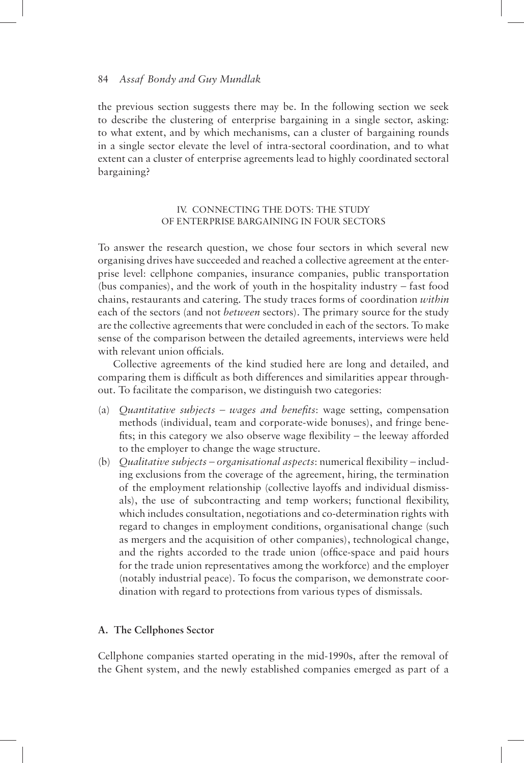the previous section suggests there may be. In the following section we seek to describe the clustering of enterprise bargaining in a single sector, asking: to what extent, and by which mechanisms, can a cluster of bargaining rounds in a single sector elevate the level of intra-sectoral coordination, and to what extent can a cluster of enterprise agreements lead to highly coordinated sectoral bargaining?

## IV. CONNECTING THE DOTS: THE STUDY OF ENTERPRISE BARGAINING IN FOUR SECTORS

To answer the research question, we chose four sectors in which several new organising drives have succeeded and reached a collective agreement at the enterprise level: cellphone companies, insurance companies, public transportation (bus companies), and the work of youth in the hospitality industry – fast food chains, restaurants and catering. The study traces forms of coordination *within* each of the sectors (and not *between* sectors). The primary source for the study are the collective agreements that were concluded in each of the sectors. To make sense of the comparison between the detailed agreements, interviews were held with relevant union officials.

Collective agreements of the kind studied here are long and detailed, and comparing them is difficult as both differences and similarities appear throughout. To facilitate the comparison, we distinguish two categories:

(a) *Quantitative subjects – wages and benefits*: wage setting, compensation methods (individual, team and corporate-wide bonuses), and fringe benefits; in this category we also observe wage flexibility – the leeway afforded to the employer to change the wage structure.

(b) *Qualitative subjects – organisational aspects*: numerical flexibility – including exclusions from the coverage of the agreement, hiring, the termination of the employment relationship (collective layoffs and individual dismissals), the use of subcontracting and temp workers; functional flexibility, which includes consultation, negotiations and co-determination rights with regard to changes in employment conditions, organisational change (such as mergers and the acquisition of other companies), technological change, and the rights accorded to the trade union (office-space and paid hours for the trade union representatives among the workforce) and the employer (notably industrial peace). To focus the comparison, we demonstrate coordination with regard to protections from various types of dismissals.

### A. The Cellphones Sector

Cellphone companies started operating in the mid-1990s, after the removal of the Ghent system, and the newly established companies emerged as part of a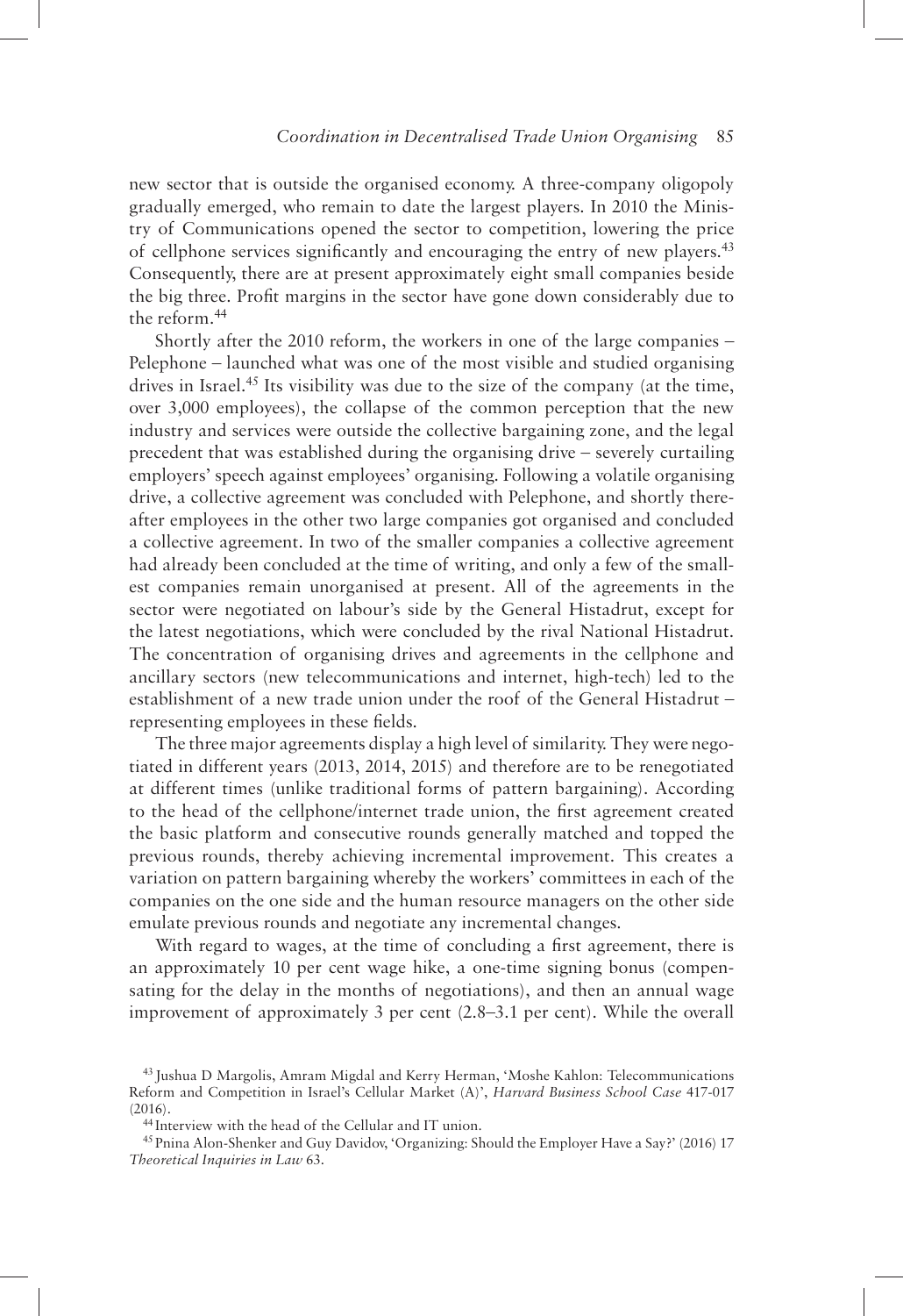new sector that is outside the organised economy. A three-company oligopoly gradually emerged, who remain to date the largest players. In 2010 the Ministry of Communications opened the sector to competition, lowering the price of cellphone services significantly and encouraging the entry of new players.[43] Consequently, there are at present approximately eight small companies beside the big three. Profit margins in the sector have gone down considerably due to the reform.[44]

Shortly after the 2010 reform, the workers in one of the large companies – Pelephone – launched what was one of the most visible and studied organising drives in Israel.[45] Its visibility was due to the size of the company (at the time, over 3,000 employees), the collapse of the common perception that the new industry and services were outside the collective bargaining zone, and the legal precedent that was established during the organising drive – severely curtailing employers' speech against employees' organising. Following a volatile organising drive, a collective agreement was concluded with Pelephone, and shortly thereafter employees in the other two large companies got organised and concluded a collective agreement. In two of the smaller companies a collective agreement had already been concluded at the time of writing, and only a few of the smallest companies remain unorganised at present. All of the agreements in the sector were negotiated on labour's side by the General Histadrut, except for the latest negotiations, which were concluded by the rival National Histadrut. The concentration of organising drives and agreements in the cellphone and ancillary sectors (new telecommunications and internet, high-tech) led to the establishment of a new trade union under the roof of the General Histadrut – representing employees in these fields.

The three major agreements display a high level of similarity. They were negotiated in different years (2013, 2014, 2015) and therefore are to be renegotiated at different times (unlike traditional forms of pattern bargaining). According to the head of the cellphone/internet trade union, the first agreement created the basic platform and consecutive rounds generally matched and topped the previous rounds, thereby achieving incremental improvement. This creates a variation on pattern bargaining whereby the workers' committees in each of the companies on the one side and the human resource managers on the other side emulate previous rounds and negotiate any incremental changes.

With regard to wages, at the time of concluding a first agreement, there is an approximately 10 per cent wage hike, a one-time signing bonus (compensating for the delay in the months of negotiations), and then an annual wage improvement of approximately 3 per cent (2.8–3.1 per cent). While the overall

[43] Jushua D Margolis, Amram Migdal and Kerry Herman, 'Moshe Kahlon: Telecommunications Reform and Competition in Israel's Cellular Market (A)', *Harvard Business School Case* 417-017 (2016).

[44] Interview with the head of the Cellular and IT union.

[45] Pnina Alon-Shenker and Guy Davidov, 'Organizing: Should the Employer Have a Say?' (2016) 17 *Theoretical Inquiries in Law* 63.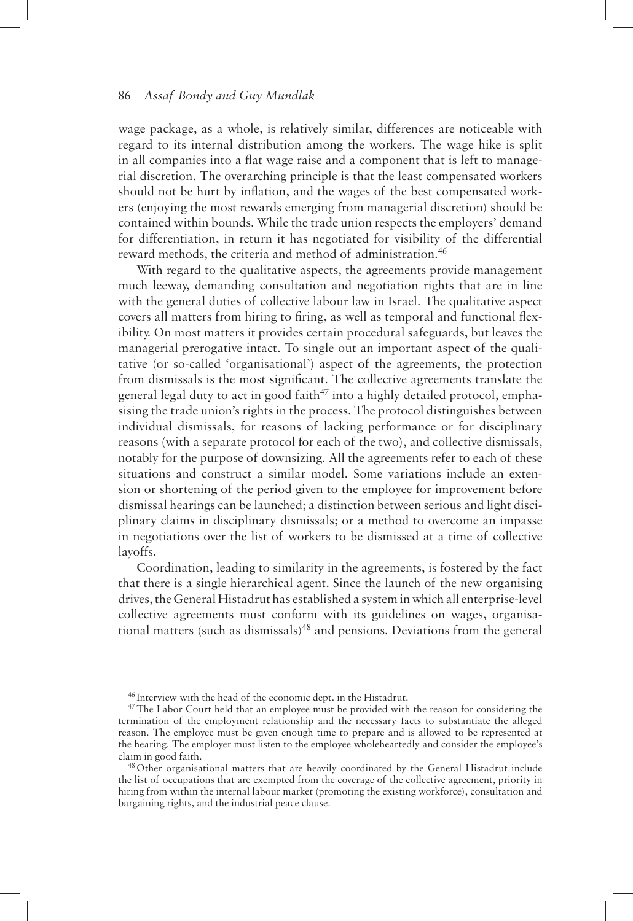wage package, as a whole, is relatively similar, differences are noticeable with regard to its internal distribution among the workers. The wage hike is split in all companies into a flat wage raise and a component that is left to managerial discretion. The overarching principle is that the least compensated workers should not be hurt by inflation, and the wages of the best compensated workers (enjoying the most rewards emerging from managerial discretion) should be contained within bounds. While the trade union respects the employers' demand for differentiation, in return it has negotiated for visibility of the differential reward methods, the criteria and method of administration.[46]

With regard to the qualitative aspects, the agreements provide management much leeway, demanding consultation and negotiation rights that are in line with the general duties of collective labour law in Israel. The qualitative aspect covers all matters from hiring to firing, as well as temporal and functional flexibility. On most matters it provides certain procedural safeguards, but leaves the managerial prerogative intact. To single out an important aspect of the qualitative (or so-called 'organisational') aspect of the agreements, the protection from dismissals is the most significant. The collective agreements translate the general legal duty to act in good faith[47] into a highly detailed protocol, emphasising the trade union's rights in the process. The protocol distinguishes between individual dismissals, for reasons of lacking performance or for disciplinary reasons (with a separate protocol for each of the two), and collective dismissals, notably for the purpose of downsizing. All the agreements refer to each of these situations and construct a similar model. Some variations include an extension or shortening of the period given to the employee for improvement before dismissal hearings can be launched; a distinction between serious and light disciplinary claims in disciplinary dismissals; or a method to overcome an impasse in negotiations over the list of workers to be dismissed at a time of collective layoffs.

Coordination, leading to similarity in the agreements, is fostered by the fact that there is a single hierarchical agent. Since the launch of the new organising drives, the General Histadrut has established a system in which all enterprise-level collective agreements must conform with its guidelines on wages, organisational matters (such as dismissals)[48] and pensions. Deviations from the general

---

[46] Interview with the head of the economic dept. in the Histadrut.

[47] The Labor Court held that an employee must be provided with the reason for considering the termination of the employment relationship and the necessary facts to substantiate the alleged reason. The employee must be given enough time to prepare and is allowed to be represented at the hearing. The employer must listen to the employee wholeheartedly and consider the employee's claim in good faith.

[48] Other organisational matters that are heavily coordinated by the General Histadrut include the list of occupations that are exempted from the coverage of the collective agreement, priority in hiring from within the internal labour market (promoting the existing workforce), consultation and bargaining rights, and the industrial peace clause.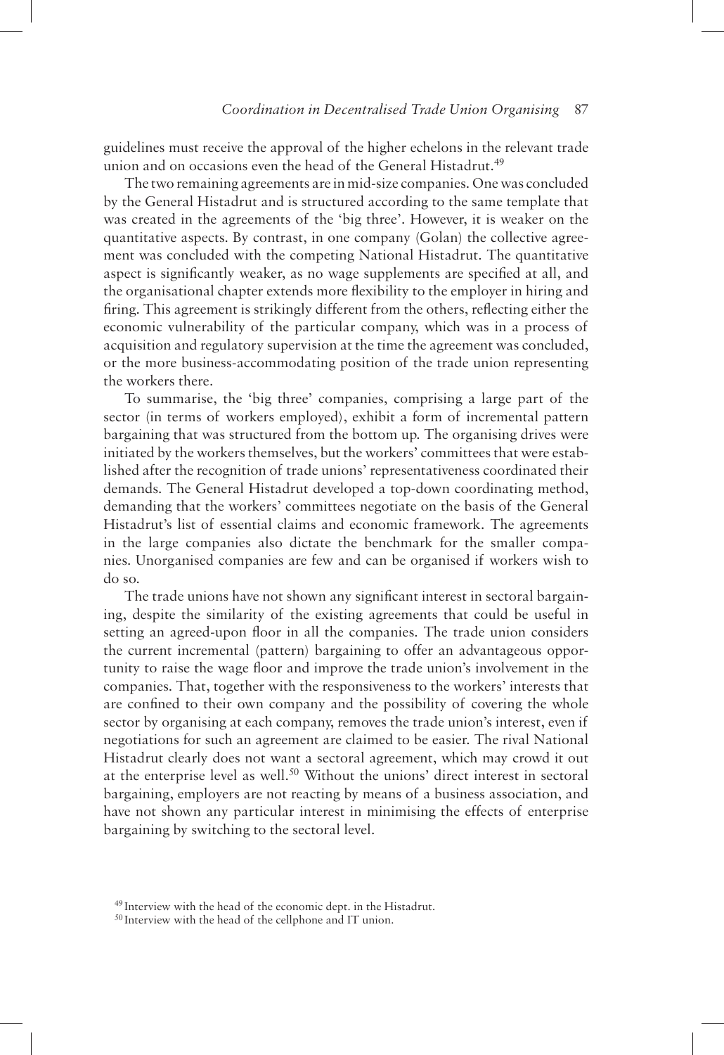guidelines must receive the approval of the higher echelons in the relevant trade union and on occasions even the head of the General Histadrut.[49]

The two remaining agreements are in mid-size companies. One was concluded by the General Histadrut and is structured according to the same template that was created in the agreements of the 'big three'. However, it is weaker on the quantitative aspects. By contrast, in one company (Golan) the collective agreement was concluded with the competing National Histadrut. The quantitative aspect is significantly weaker, as no wage supplements are specified at all, and the organisational chapter extends more flexibility to the employer in hiring and firing. This agreement is strikingly different from the others, reflecting either the economic vulnerability of the particular company, which was in a process of acquisition and regulatory supervision at the time the agreement was concluded, or the more business-accommodating position of the trade union representing the workers there.

To summarise, the 'big three' companies, comprising a large part of the sector (in terms of workers employed), exhibit a form of incremental pattern bargaining that was structured from the bottom up. The organising drives were initiated by the workers themselves, but the workers' committees that were established after the recognition of trade unions' representativeness coordinated their demands. The General Histadrut developed a top-down coordinating method, demanding that the workers' committees negotiate on the basis of the General Histadrut's list of essential claims and economic framework. The agreements in the large companies also dictate the benchmark for the smaller companies. Unorganised companies are few and can be organised if workers wish to do so.

The trade unions have not shown any significant interest in sectoral bargaining, despite the similarity of the existing agreements that could be useful in setting an agreed-upon floor in all the companies. The trade union considers the current incremental (pattern) bargaining to offer an advantageous opportunity to raise the wage floor and improve the trade union's involvement in the companies. That, together with the responsiveness to the workers' interests that are confined to their own company and the possibility of covering the whole sector by organising at each company, removes the trade union's interest, even if negotiations for such an agreement are claimed to be easier. The rival National Histadrut clearly does not want a sectoral agreement, which may crowd it out at the enterprise level as well.[50] Without the unions' direct interest in sectoral bargaining, employers are not reacting by means of a business association, and have not shown any particular interest in minimising the effects of enterprise bargaining by switching to the sectoral level.

[49] Interview with the head of the economic dept. in the Histadrut.

[50] Interview with the head of the cellphone and IT union.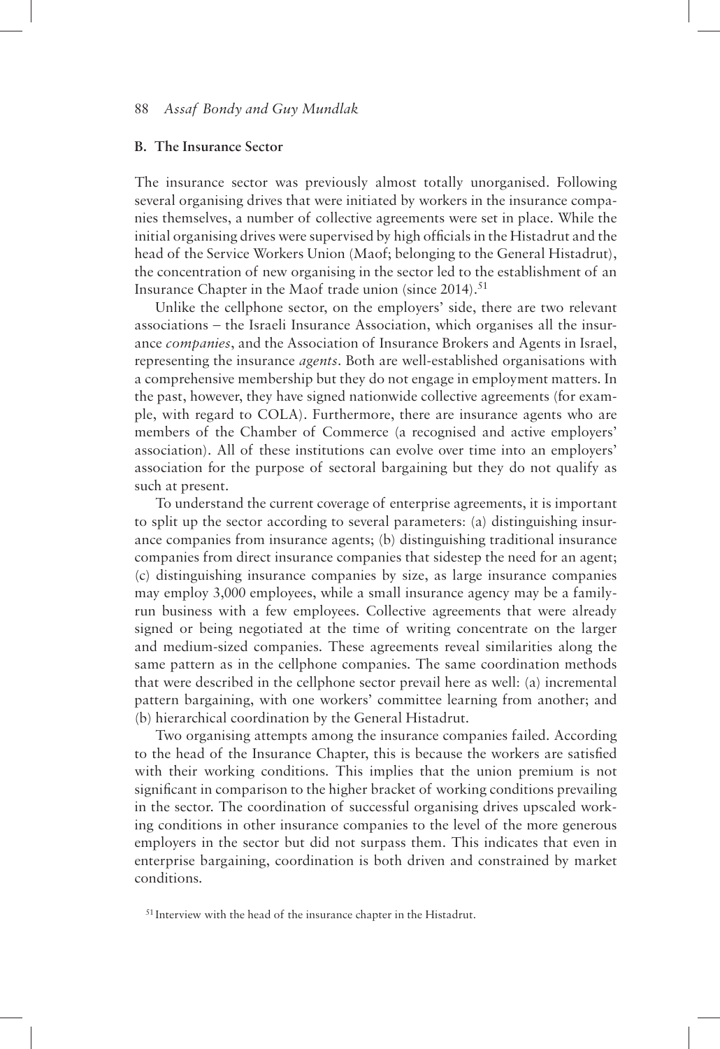### B. The Insurance Sector

The insurance sector was previously almost totally unorganised. Following several organising drives that were initiated by workers in the insurance companies themselves, a number of collective agreements were set in place. While the initial organising drives were supervised by high officials in the Histadrut and the head of the Service Workers Union (Maof; belonging to the General Histadrut), the concentration of new organising in the sector led to the establishment of an Insurance Chapter in the Maof trade union (since 2014).[51]

Unlike the cellphone sector, on the employers' side, there are two relevant associations – the Israeli Insurance Association, which organises all the insurance *companies*, and the Association of Insurance Brokers and Agents in Israel, representing the insurance *agents*. Both are well-established organisations with a comprehensive membership but they do not engage in employment matters. In the past, however, they have signed nationwide collective agreements (for example, with regard to COLA). Furthermore, there are insurance agents who are members of the Chamber of Commerce (a recognised and active employers' association). All of these institutions can evolve over time into an employers' association for the purpose of sectoral bargaining but they do not qualify as such at present.

To understand the current coverage of enterprise agreements, it is important to split up the sector according to several parameters: (a) distinguishing insurance companies from insurance agents; (b) distinguishing traditional insurance companies from direct insurance companies that sidestep the need for an agent; (c) distinguishing insurance companies by size, as large insurance companies may employ 3,000 employees, while a small insurance agency may be a family-run business with a few employees. Collective agreements that were already signed or being negotiated at the time of writing concentrate on the larger and medium-sized companies. These agreements reveal similarities along the same pattern as in the cellphone companies. The same coordination methods that were described in the cellphone sector prevail here as well: (a) incremental pattern bargaining, with one workers' committee learning from another; and (b) hierarchical coordination by the General Histadrut.

Two organising attempts among the insurance companies failed. According to the head of the Insurance Chapter, this is because the workers are satisfied with their working conditions. This implies that the union premium is not significant in comparison to the higher bracket of working conditions prevailing in the sector. The coordination of successful organising drives upscaled working conditions in other insurance companies to the level of the more generous employers in the sector but did not surpass them. This indicates that even in enterprise bargaining, coordination is both driven and constrained by market conditions.

[51] Interview with the head of the insurance chapter in the Histadrut.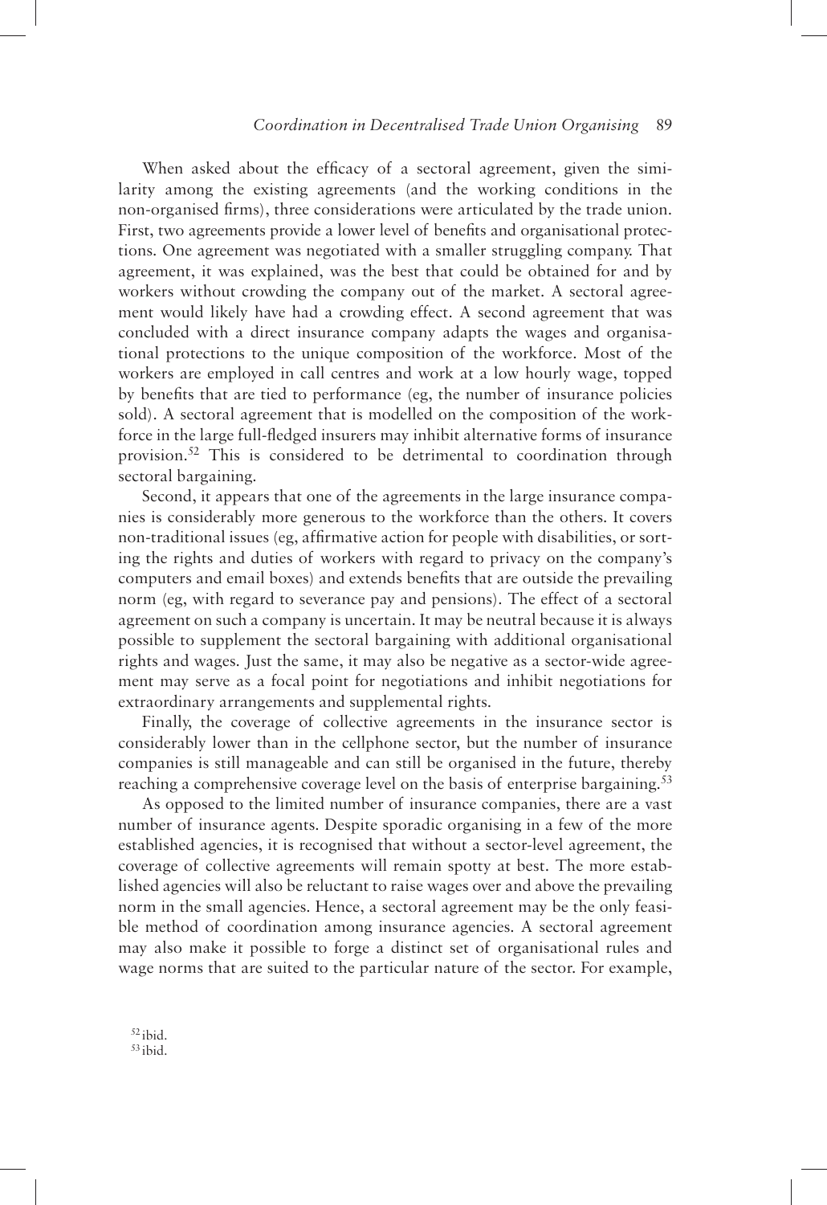When asked about the efficacy of a sectoral agreement, given the similarity among the existing agreements (and the working conditions in the non-organised firms), three considerations were articulated by the trade union. First, two agreements provide a lower level of benefits and organisational protections. One agreement was negotiated with a smaller struggling company. That agreement, it was explained, was the best that could be obtained for and by workers without crowding the company out of the market. A sectoral agreement would likely have had a crowding effect. A second agreement that was concluded with a direct insurance company adapts the wages and organisational protections to the unique composition of the workforce. Most of the workers are employed in call centres and work at a low hourly wage, topped by benefits that are tied to performance (eg, the number of insurance policies sold). A sectoral agreement that is modelled on the composition of the workforce in the large full-fledged insurers may inhibit alternative forms of insurance provision.[52] This is considered to be detrimental to coordination through sectoral bargaining.

Second, it appears that one of the agreements in the large insurance companies is considerably more generous to the workforce than the others. It covers non-traditional issues (eg, affirmative action for people with disabilities, or sorting the rights and duties of workers with regard to privacy on the company's computers and email boxes) and extends benefits that are outside the prevailing norm (eg, with regard to severance pay and pensions). The effect of a sectoral agreement on such a company is uncertain. It may be neutral because it is always possible to supplement the sectoral bargaining with additional organisational rights and wages. Just the same, it may also be negative as a sector-wide agreement may serve as a focal point for negotiations and inhibit negotiations for extraordinary arrangements and supplemental rights.

Finally, the coverage of collective agreements in the insurance sector is considerably lower than in the cellphone sector, but the number of insurance companies is still manageable and can still be organised in the future, thereby reaching a comprehensive coverage level on the basis of enterprise bargaining.[53]

As opposed to the limited number of insurance companies, there are a vast number of insurance agents. Despite sporadic organising in a few of the more established agencies, it is recognised that without a sector-level agreement, the coverage of collective agreements will remain spotty at best. The more established agencies will also be reluctant to raise wages over and above the prevailing norm in the small agencies. Hence, a sectoral agreement may be the only feasible method of coordination among insurance agencies. A sectoral agreement may also make it possible to forge a distinct set of organisational rules and wage norms that are suited to the particular nature of the sector. For example,

[52] ibid.

[53] ibid.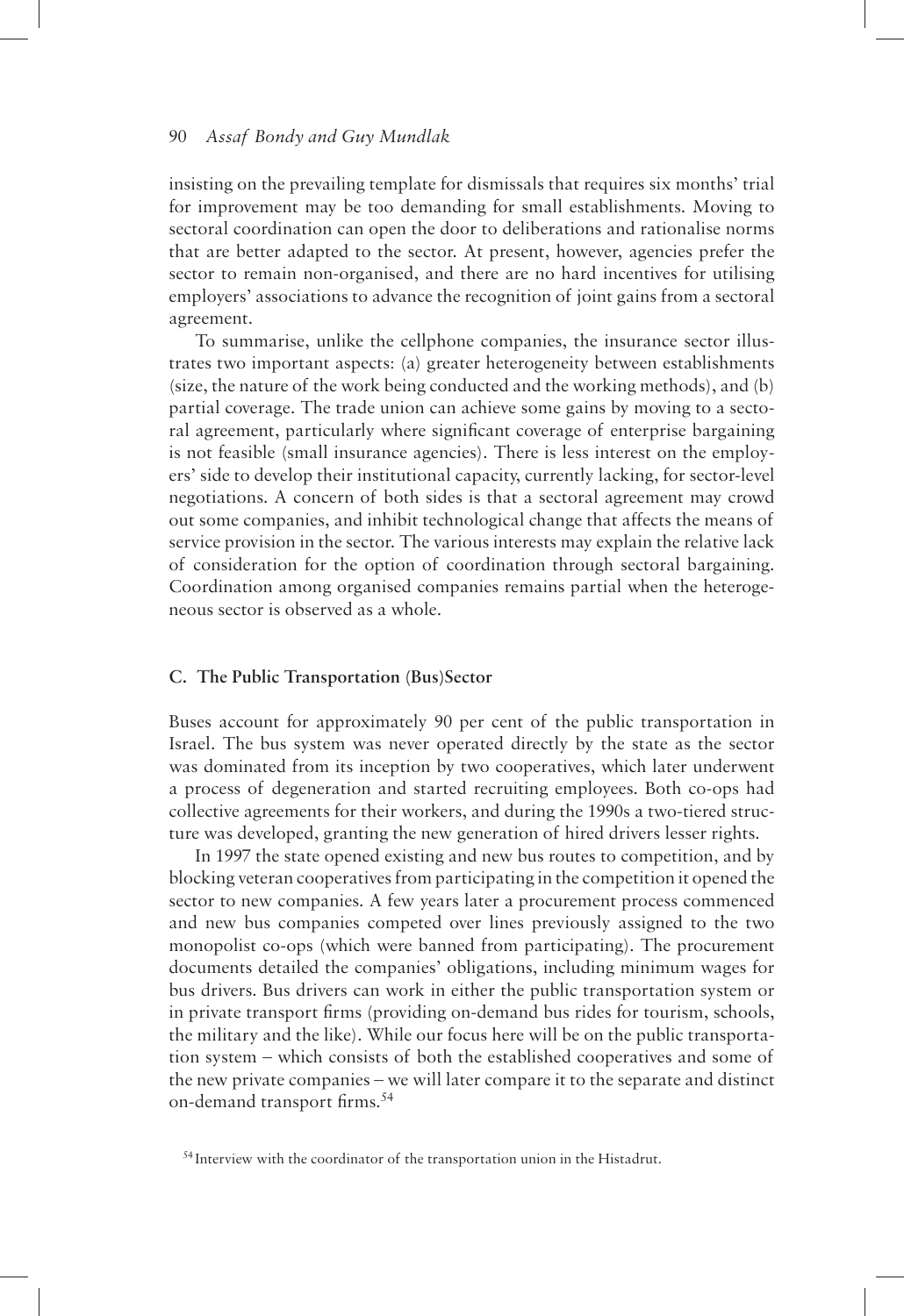insisting on the prevailing template for dismissals that requires six months' trial for improvement may be too demanding for small establishments. Moving to sectoral coordination can open the door to deliberations and rationalise norms that are better adapted to the sector. At present, however, agencies prefer the sector to remain non-organised, and there are no hard incentives for utilising employers' associations to advance the recognition of joint gains from a sectoral agreement.

To summarise, unlike the cellphone companies, the insurance sector illustrates two important aspects: (a) greater heterogeneity between establishments (size, the nature of the work being conducted and the working methods), and (b) partial coverage. The trade union can achieve some gains by moving to a sectoral agreement, particularly where significant coverage of enterprise bargaining is not feasible (small insurance agencies). There is less interest on the employers' side to develop their institutional capacity, currently lacking, for sector-level negotiations. A concern of both sides is that a sectoral agreement may crowd out some companies, and inhibit technological change that affects the means of service provision in the sector. The various interests may explain the relative lack of consideration for the option of coordination through sectoral bargaining. Coordination among organised companies remains partial when the heterogeneous sector is observed as a whole.

### C. The Public Transportation (Bus)Sector

Buses account for approximately 90 per cent of the public transportation in Israel. The bus system was never operated directly by the state as the sector was dominated from its inception by two cooperatives, which later underwent a process of degeneration and started recruiting employees. Both co-ops had collective agreements for their workers, and during the 1990s a two-tiered structure was developed, granting the new generation of hired drivers lesser rights.

In 1997 the state opened existing and new bus routes to competition, and by blocking veteran cooperatives from participating in the competition it opened the sector to new companies. A few years later a procurement process commenced and new bus companies competed over lines previously assigned to the two monopolist co-ops (which were banned from participating). The procurement documents detailed the companies' obligations, including minimum wages for bus drivers. Bus drivers can work in either the public transportation system or in private transport firms (providing on-demand bus rides for tourism, schools, the military and the like). While our focus here will be on the public transportation system – which consists of both the established cooperatives and some of the new private companies – we will later compare it to the separate and distinct on-demand transport firms.[54]

[54] Interview with the coordinator of the transportation union in the Histadrut.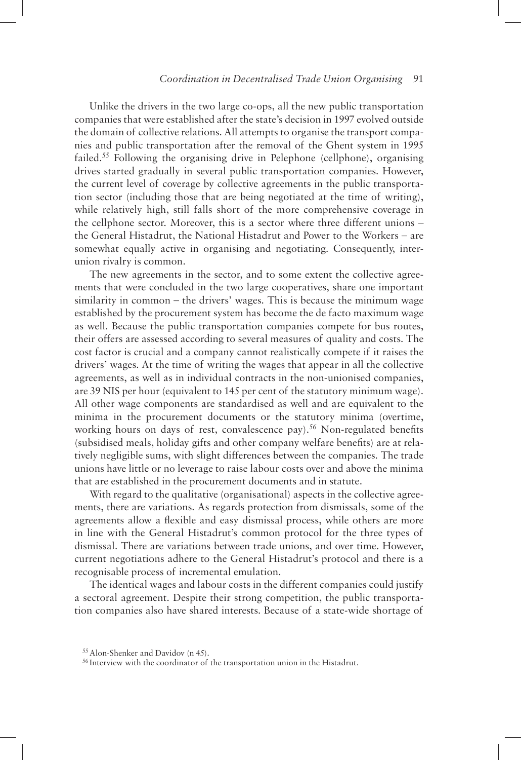Unlike the drivers in the two large co-ops, all the new public transportation companies that were established after the state's decision in 1997 evolved outside the domain of collective relations. All attempts to organise the transport companies and public transportation after the removal of the Ghent system in 1995 failed.[55] Following the organising drive in Pelephone (cellphone), organising drives started gradually in several public transportation companies. However, the current level of coverage by collective agreements in the public transportation sector (including those that are being negotiated at the time of writing), while relatively high, still falls short of the more comprehensive coverage in the cellphone sector. Moreover, this is a sector where three different unions – the General Histadrut, the National Histadrut and Power to the Workers – are somewhat equally active in organising and negotiating. Consequently, inter-union rivalry is common.

The new agreements in the sector, and to some extent the collective agreements that were concluded in the two large cooperatives, share one important similarity in common – the drivers' wages. This is because the minimum wage established by the procurement system has become the de facto maximum wage as well. Because the public transportation companies compete for bus routes, their offers are assessed according to several measures of quality and costs. The cost factor is crucial and a company cannot realistically compete if it raises the drivers' wages. At the time of writing the wages that appear in all the collective agreements, as well as in individual contracts in the non-unionised companies, are 39 NIS per hour (equivalent to 145 per cent of the statutory minimum wage). All other wage components are standardised as well and are equivalent to the minima in the procurement documents or the statutory minima (overtime, working hours on days of rest, convalescence pay).[56] Non-regulated benefits (subsidised meals, holiday gifts and other company welfare benefits) are at relatively negligible sums, with slight differences between the companies. The trade unions have little or no leverage to raise labour costs over and above the minima that are established in the procurement documents and in statute.

With regard to the qualitative (organisational) aspects in the collective agreements, there are variations. As regards protection from dismissals, some of the agreements allow a flexible and easy dismissal process, while others are more in line with the General Histadrut's common protocol for the three types of dismissal. There are variations between trade unions, and over time. However, current negotiations adhere to the General Histadrut's protocol and there is a recognisable process of incremental emulation.

The identical wages and labour costs in the different companies could justify a sectoral agreement. Despite their strong competition, the public transportation companies also have shared interests. Because of a state-wide shortage of

[55] Alon-Shenker and Davidov (n 45).

[56] Interview with the coordinator of the transportation union in the Histadrut.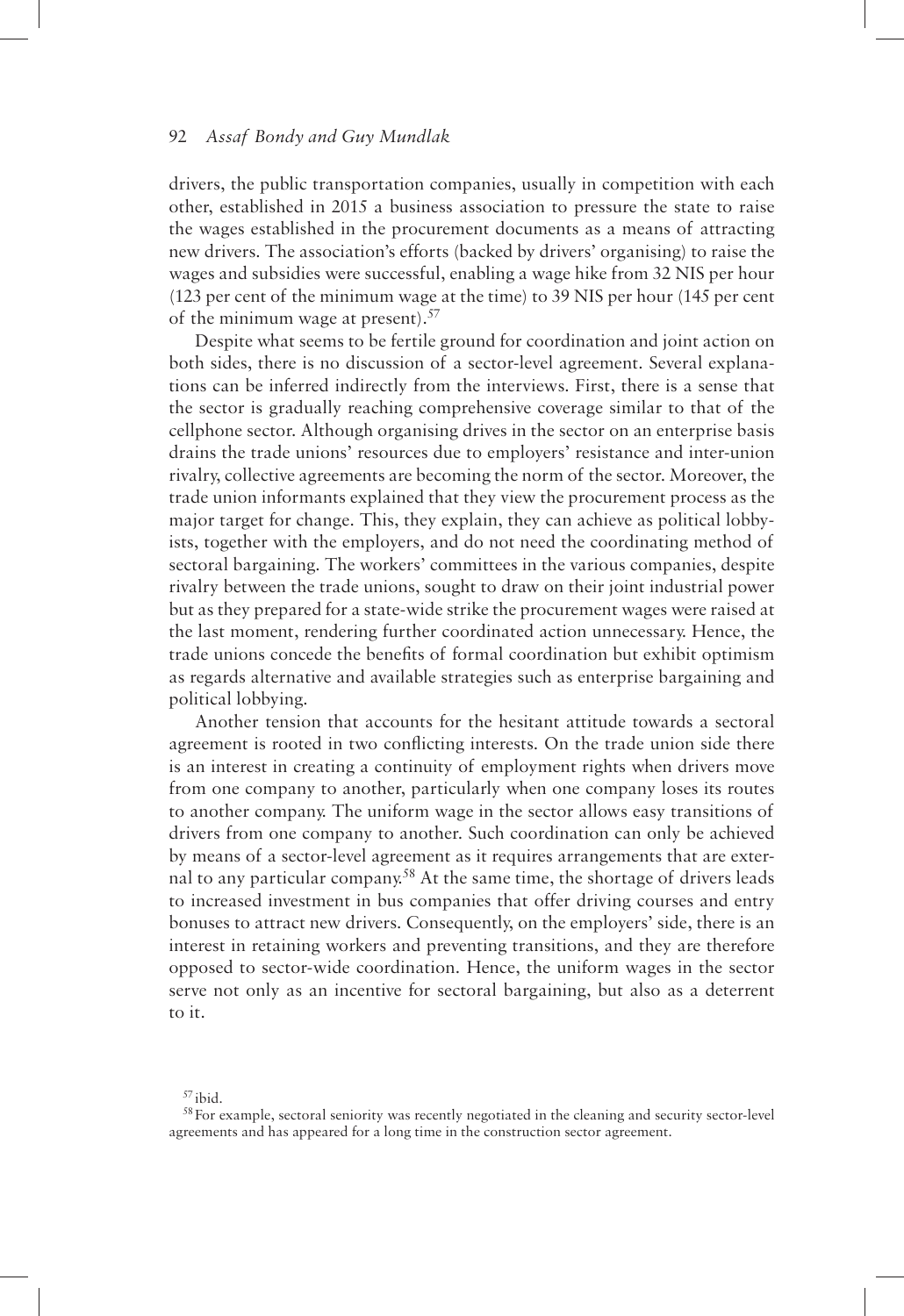drivers, the public transportation companies, usually in competition with each other, established in 2015 a business association to pressure the state to raise the wages established in the procurement documents as a means of attracting new drivers. The association's efforts (backed by drivers' organising) to raise the wages and subsidies were successful, enabling a wage hike from 32 NIS per hour (123 per cent of the minimum wage at the time) to 39 NIS per hour (145 per cent of the minimum wage at present).[57]

Despite what seems to be fertile ground for coordination and joint action on both sides, there is no discussion of a sector-level agreement. Several explanations can be inferred indirectly from the interviews. First, there is a sense that the sector is gradually reaching comprehensive coverage similar to that of the cellphone sector. Although organising drives in the sector on an enterprise basis drains the trade unions' resources due to employers' resistance and inter-union rivalry, collective agreements are becoming the norm of the sector. Moreover, the trade union informants explained that they view the procurement process as the major target for change. This, they explain, they can achieve as political lobbyists, together with the employers, and do not need the coordinating method of sectoral bargaining. The workers' committees in the various companies, despite rivalry between the trade unions, sought to draw on their joint industrial power but as they prepared for a state-wide strike the procurement wages were raised at the last moment, rendering further coordinated action unnecessary. Hence, the trade unions concede the benefits of formal coordination but exhibit optimism as regards alternative and available strategies such as enterprise bargaining and political lobbying.

Another tension that accounts for the hesitant attitude towards a sectoral agreement is rooted in two conflicting interests. On the trade union side there is an interest in creating a continuity of employment rights when drivers move from one company to another, particularly when one company loses its routes to another company. The uniform wage in the sector allows easy transitions of drivers from one company to another. Such coordination can only be achieved by means of a sector-level agreement as it requires arrangements that are external to any particular company.[58] At the same time, the shortage of drivers leads to increased investment in bus companies that offer driving courses and entry bonuses to attract new drivers. Consequently, on the employers' side, there is an interest in retaining workers and preventing transitions, and they are therefore opposed to sector-wide coordination. Hence, the uniform wages in the sector serve not only as an incentive for sectoral bargaining, but also as a deterrent to it.

[57] ibid.

[58] For example, sectoral seniority was recently negotiated in the cleaning and security sector-level agreements and has appeared for a long time in the construction sector agreement.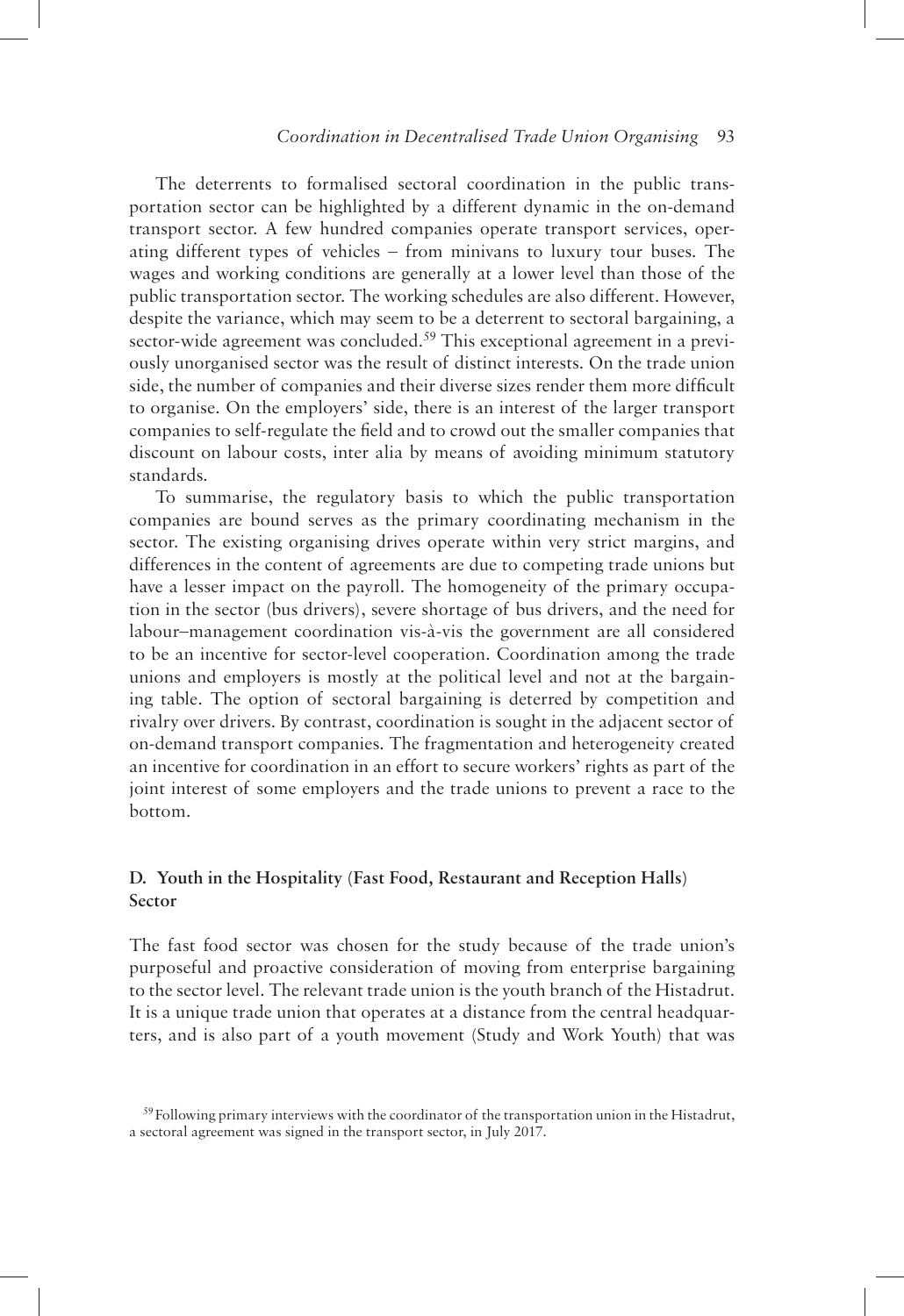The deterrents to formalised sectoral coordination in the public transportation sector can be highlighted by a different dynamic in the on-demand transport sector. A few hundred companies operate transport services, operating different types of vehicles – from minivans to luxury tour buses. The wages and working conditions are generally at a lower level than those of the public transportation sector. The working schedules are also different. However, despite the variance, which may seem to be a deterrent to sectoral bargaining, a sector-wide agreement was concluded.[59] This exceptional agreement in a previously unorganised sector was the result of distinct interests. On the trade union side, the number of companies and their diverse sizes render them more difficult to organise. On the employers' side, there is an interest of the larger transport companies to self-regulate the field and to crowd out the smaller companies that discount on labour costs, inter alia by means of avoiding minimum statutory standards.

To summarise, the regulatory basis to which the public transportation companies are bound serves as the primary coordinating mechanism in the sector. The existing organising drives operate within very strict margins, and differences in the content of agreements are due to competing trade unions but have a lesser impact on the payroll. The homogeneity of the primary occupation in the sector (bus drivers), severe shortage of bus drivers, and the need for labour–management coordination vis-à-vis the government are all considered to be an incentive for sector-level cooperation. Coordination among the trade unions and employers is mostly at the political level and not at the bargaining table. The option of sectoral bargaining is deterred by competition and rivalry over drivers. By contrast, coordination is sought in the adjacent sector of on-demand transport companies. The fragmentation and heterogeneity created an incentive for coordination in an effort to secure workers' rights as part of the joint interest of some employers and the trade unions to prevent a race to the bottom.

### D. Youth in the Hospitality (Fast Food, Restaurant and Reception Halls) Sector

The fast food sector was chosen for the study because of the trade union's purposeful and proactive consideration of moving from enterprise bargaining to the sector level. The relevant trade union is the youth branch of the Histadrut. It is a unique trade union that operates at a distance from the central headquarters, and is also part of a youth movement (Study and Work Youth) that was

[59] Following primary interviews with the coordinator of the transportation union in the Histadrut, a sectoral agreement was signed in the transport sector, in July 2017.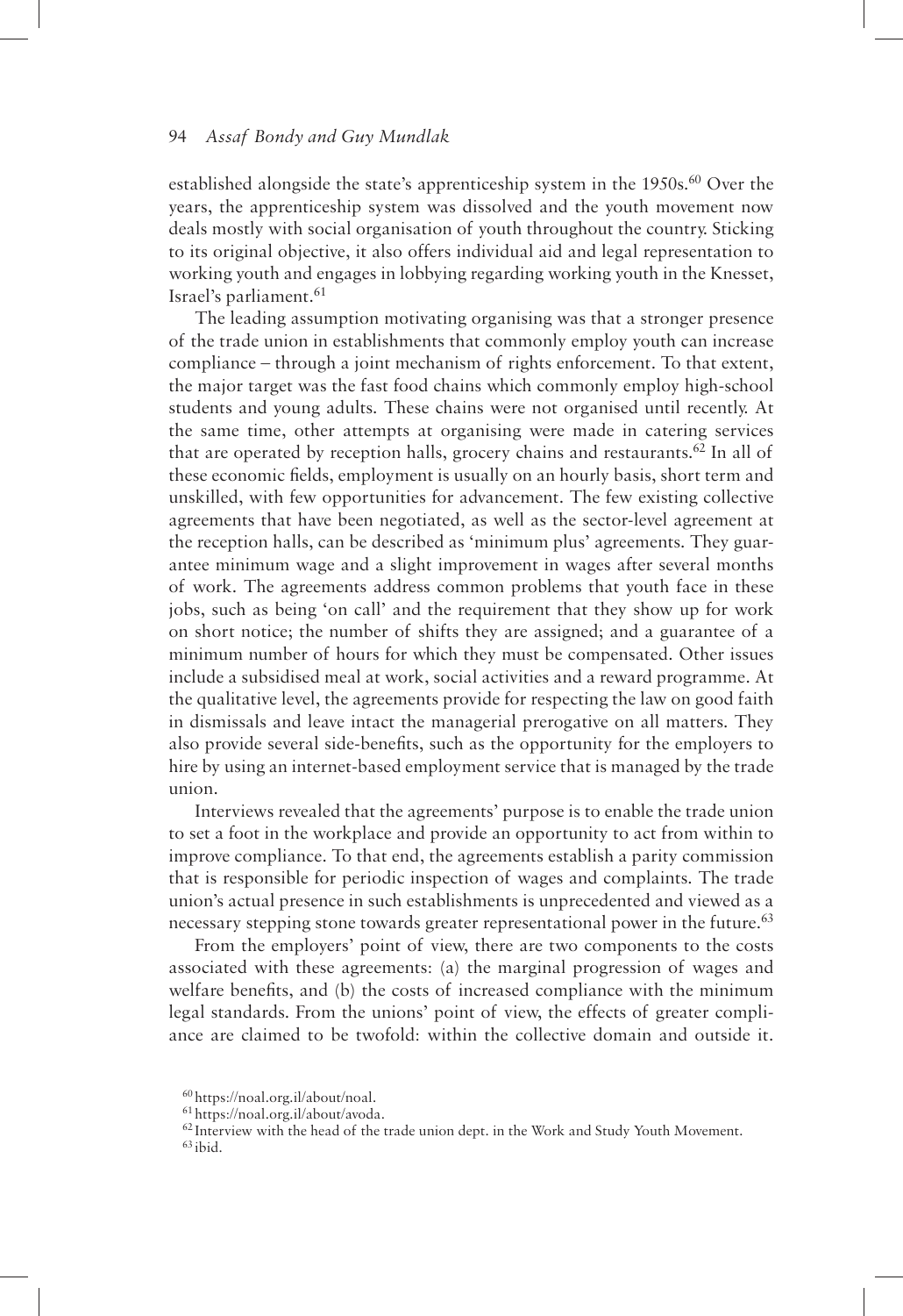established alongside the state's apprenticeship system in the 1950s.[60] Over the years, the apprenticeship system was dissolved and the youth movement now deals mostly with social organisation of youth throughout the country. Sticking to its original objective, it also offers individual aid and legal representation to working youth and engages in lobbying regarding working youth in the Knesset, Israel's parliament.[61]

The leading assumption motivating organising was that a stronger presence of the trade union in establishments that commonly employ youth can increase compliance – through a joint mechanism of rights enforcement. To that extent, the major target was the fast food chains which commonly employ high-school students and young adults. These chains were not organised until recently. At the same time, other attempts at organising were made in catering services that are operated by reception halls, grocery chains and restaurants.[62] In all of these economic fields, employment is usually on an hourly basis, short term and unskilled, with few opportunities for advancement. The few existing collective agreements that have been negotiated, as well as the sector-level agreement at the reception halls, can be described as 'minimum plus' agreements. They guarantee minimum wage and a slight improvement in wages after several months of work. The agreements address common problems that youth face in these jobs, such as being 'on call' and the requirement that they show up for work on short notice; the number of shifts they are assigned; and a guarantee of a minimum number of hours for which they must be compensated. Other issues include a subsidised meal at work, social activities and a reward programme. At the qualitative level, the agreements provide for respecting the law on good faith in dismissals and leave intact the managerial prerogative on all matters. They also provide several side-benefits, such as the opportunity for the employers to hire by using an internet-based employment service that is managed by the trade union.

Interviews revealed that the agreements' purpose is to enable the trade union to set a foot in the workplace and provide an opportunity to act from within to improve compliance. To that end, the agreements establish a parity commission that is responsible for periodic inspection of wages and complaints. The trade union's actual presence in such establishments is unprecedented and viewed as a necessary stepping stone towards greater representational power in the future.[63]

From the employers' point of view, there are two components to the costs associated with these agreements: (a) the marginal progression of wages and welfare benefits, and (b) the costs of increased compliance with the minimum legal standards. From the unions' point of view, the effects of greater compliance are claimed to be twofold: within the collective domain and outside it.

[60] https://noal.org.il/about/noal.

[61] https://noal.org.il/about/avoda.

[62] Interview with the head of the trade union dept. in the Work and Study Youth Movement.

[63] ibid.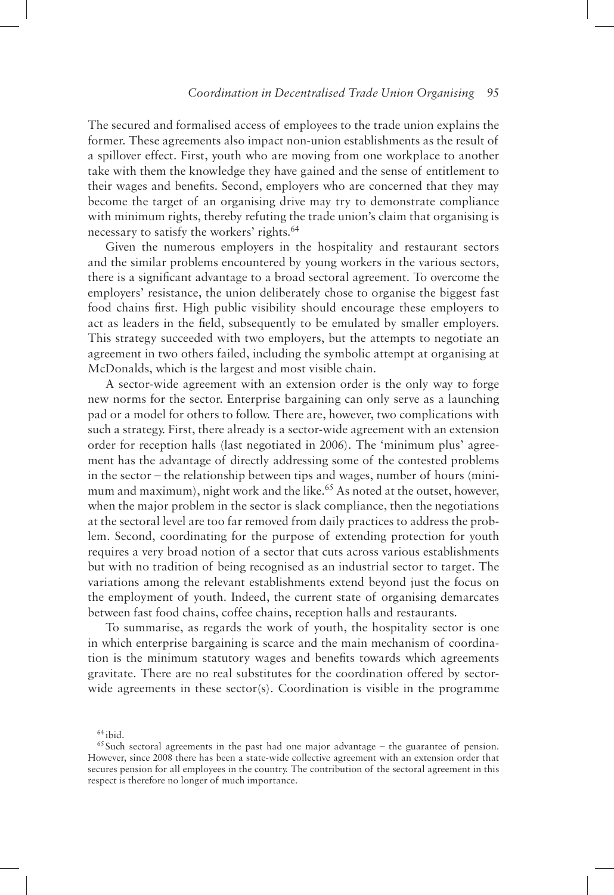The secured and formalised access of employees to the trade union explains the former. These agreements also impact non-union establishments as the result of a spillover effect. First, youth who are moving from one workplace to another take with them the knowledge they have gained and the sense of entitlement to their wages and benefits. Second, employers who are concerned that they may become the target of an organising drive may try to demonstrate compliance with minimum rights, thereby refuting the trade union's claim that organising is necessary to satisfy the workers' rights.[64]

Given the numerous employers in the hospitality and restaurant sectors and the similar problems encountered by young workers in the various sectors, there is a significant advantage to a broad sectoral agreement. To overcome the employers' resistance, the union deliberately chose to organise the biggest fast food chains first. High public visibility should encourage these employers to act as leaders in the field, subsequently to be emulated by smaller employers. This strategy succeeded with two employers, but the attempts to negotiate an agreement in two others failed, including the symbolic attempt at organising at McDonalds, which is the largest and most visible chain.

A sector-wide agreement with an extension order is the only way to forge new norms for the sector. Enterprise bargaining can only serve as a launching pad or a model for others to follow. There are, however, two complications with such a strategy. First, there already is a sector-wide agreement with an extension order for reception halls (last negotiated in 2006). The 'minimum plus' agreement has the advantage of directly addressing some of the contested problems in the sector – the relationship between tips and wages, number of hours (minimum and maximum), night work and the like.[65] As noted at the outset, however, when the major problem in the sector is slack compliance, then the negotiations at the sectoral level are too far removed from daily practices to address the problem. Second, coordinating for the purpose of extending protection for youth requires a very broad notion of a sector that cuts across various establishments but with no tradition of being recognised as an industrial sector to target. The variations among the relevant establishments extend beyond just the focus on the employment of youth. Indeed, the current state of organising demarcates between fast food chains, coffee chains, reception halls and restaurants.

To summarise, as regards the work of youth, the hospitality sector is one in which enterprise bargaining is scarce and the main mechanism of coordination is the minimum statutory wages and benefits towards which agreements gravitate. There are no real substitutes for the coordination offered by sector-wide agreements in these sector(s). Coordination is visible in the programme

[64] ibid.

[65] Such sectoral agreements in the past had one major advantage – the guarantee of pension. However, since 2008 there has been a state-wide collective agreement with an extension order that secures pension for all employees in the country. The contribution of the sectoral agreement in this respect is therefore no longer of much importance.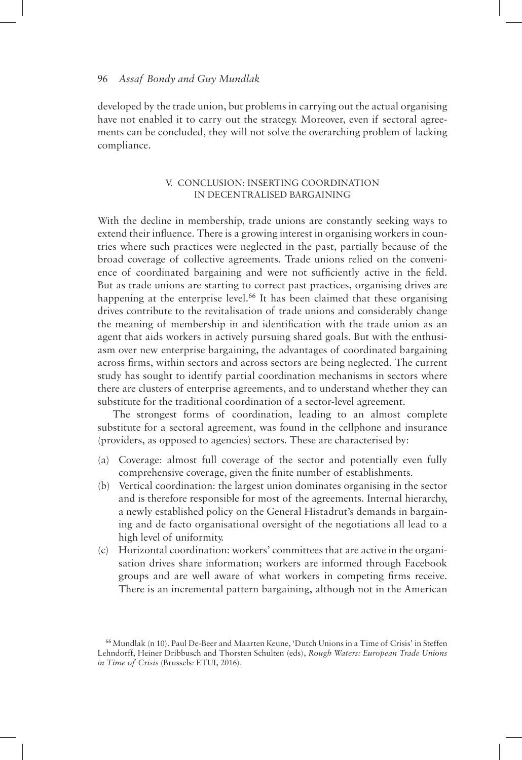developed by the trade union, but problems in carrying out the actual organising have not enabled it to carry out the strategy. Moreover, even if sectoral agreements can be concluded, they will not solve the overarching problem of lacking compliance.

## V. CONCLUSION: INSERTING COORDINATION IN DECENTRALISED BARGAINING

With the decline in membership, trade unions are constantly seeking ways to extend their influence. There is a growing interest in organising workers in countries where such practices were neglected in the past, partially because of the broad coverage of collective agreements. Trade unions relied on the convenience of coordinated bargaining and were not sufficiently active in the field. But as trade unions are starting to correct past practices, organising drives are happening at the enterprise level.[66] It has been claimed that these organising drives contribute to the revitalisation of trade unions and considerably change the meaning of membership in and identification with the trade union as an agent that aids workers in actively pursuing shared goals. But with the enthusiasm over new enterprise bargaining, the advantages of coordinated bargaining across firms, within sectors and across sectors are being neglected. The current study has sought to identify partial coordination mechanisms in sectors where there are clusters of enterprise agreements, and to understand whether they can substitute for the traditional coordination of a sector-level agreement.

The strongest forms of coordination, leading to an almost complete substitute for a sectoral agreement, was found in the cellphone and insurance (providers, as opposed to agencies) sectors. These are characterised by:

(a) Coverage: almost full coverage of the sector and potentially even fully comprehensive coverage, given the finite number of establishments.
(b) Vertical coordination: the largest union dominates organising in the sector and is therefore responsible for most of the agreements. Internal hierarchy, a newly established policy on the General Histadrut's demands in bargaining and de facto organisational oversight of the negotiations all lead to a high level of uniformity.
(c) Horizontal coordination: workers' committees that are active in the organisation drives share information; workers are informed through Facebook groups and are well aware of what workers in competing firms receive. There is an incremental pattern bargaining, although not in the American

[66] Mundlak (n 10). Paul De-Beer and Maarten Keune, 'Dutch Unions in a Time of Crisis' in Steffen Lehndorff, Heiner Dribbusch and Thorsten Schulten (eds), *Rough Waters: European Trade Unions in Time of Crisis* (Brussels: ETUI, 2016).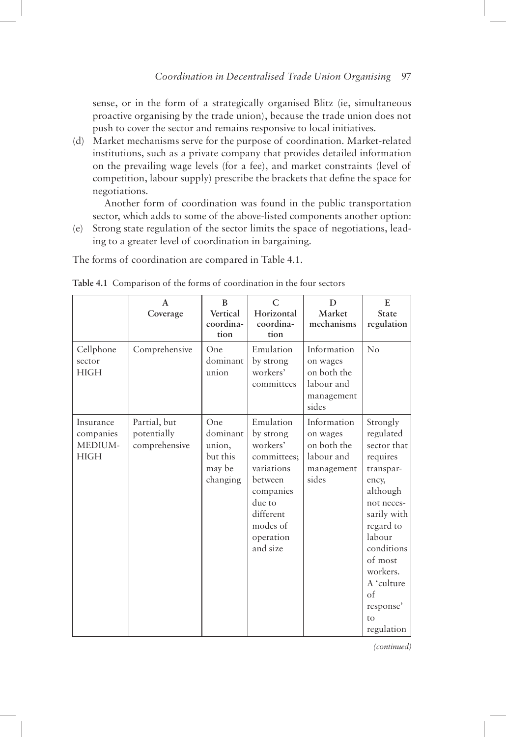sense, or in the form of a strategically organised Blitz (ie, simultaneous proactive organising by the trade union), because the trade union does not push to cover the sector and remains responsive to local initiatives.

(d) Market mechanisms serve for the purpose of coordination. Market-related institutions, such as a private company that provides detailed information on the prevailing wage levels (for a fee), and market constraints (level of competition, labour supply) prescribe the brackets that define the space for negotiations.

Another form of coordination was found in the public transportation sector, which adds to some of the above-listed components another option:

(e) Strong state regulation of the sector limits the space of negotiations, leading to a greater level of coordination in bargaining.

The forms of coordination are compared in Table 4.1.

**Table 4.1** Comparison of the forms of coordination in the four sectors

| | A Coverage | B Vertical coordination | C Horizontal coordination | D Market mechanisms | E State regulation |
|---|---|---|---|---|---|
| Cellphone sector HIGH | Comprehensive | One dominant union | Emulation by strong workers' committees | Information on wages on both the labour and management sides | No |
| Insurance companies MEDIUM-HIGH | Partial, but potentially comprehensive | One dominant union, but this may be changing | Emulation by strong workers' committees; variations between companies due to different modes of operation and size | Information on wages on both the labour and management sides | Strongly regulated sector that requires transparency, although not necessarily with regard to labour conditions of most workers. A 'culture of response' to regulation |

*(continued)*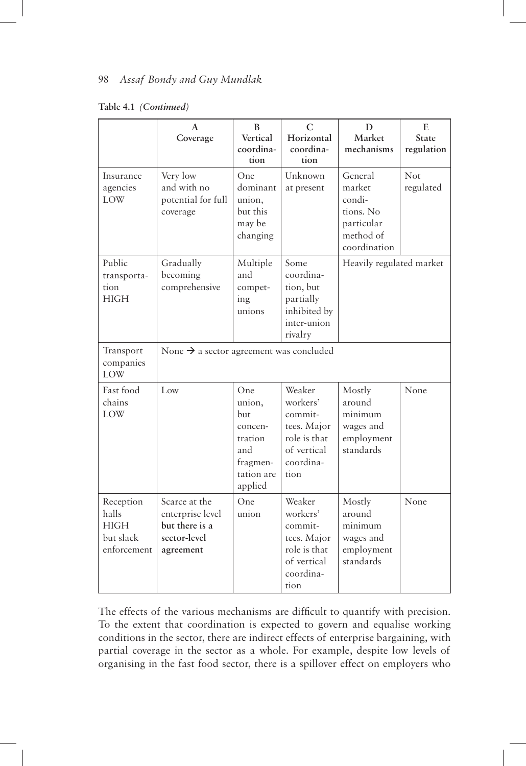**Table 4.1** *(Continued)*

| | A Coverage | B Vertical coordination | C Horizontal coordination | D Market mechanisms | E State regulation |
|---|---|---|---|---|---|
| Insurance agencies LOW | Very low and with no potential for full coverage | One dominant union, but this may be changing | Unknown at present | General market conditions. No particular method of coordination | Not regulated |
| Public transportation HIGH | Gradually becoming comprehensive | Multiple and competing unions | Some coordination, but partially inhibited by inter-union rivalry | Heavily regulated market | |
| Transport companies LOW | None → a sector agreement was concluded | | | | |
| Fast food chains LOW | Low | One union, but concentration and fragmentation are applied | Weaker workers' committees. Major role is that of vertical coordination | Mostly around minimum wages and employment standards | None |
| Reception halls HIGH but slack enforcement | Scarce at the enterprise level **but there is a sector-level agreement** | One union | Weaker workers' committees. Major role is that of vertical coordination | Mostly around minimum wages and employment standards | None |

The effects of the various mechanisms are difficult to quantify with precision. To the extent that coordination is expected to govern and equalise working conditions in the sector, there are indirect effects of enterprise bargaining, with partial coverage in the sector as a whole. For example, despite low levels of organising in the fast food sector, there is a spillover effect on employers who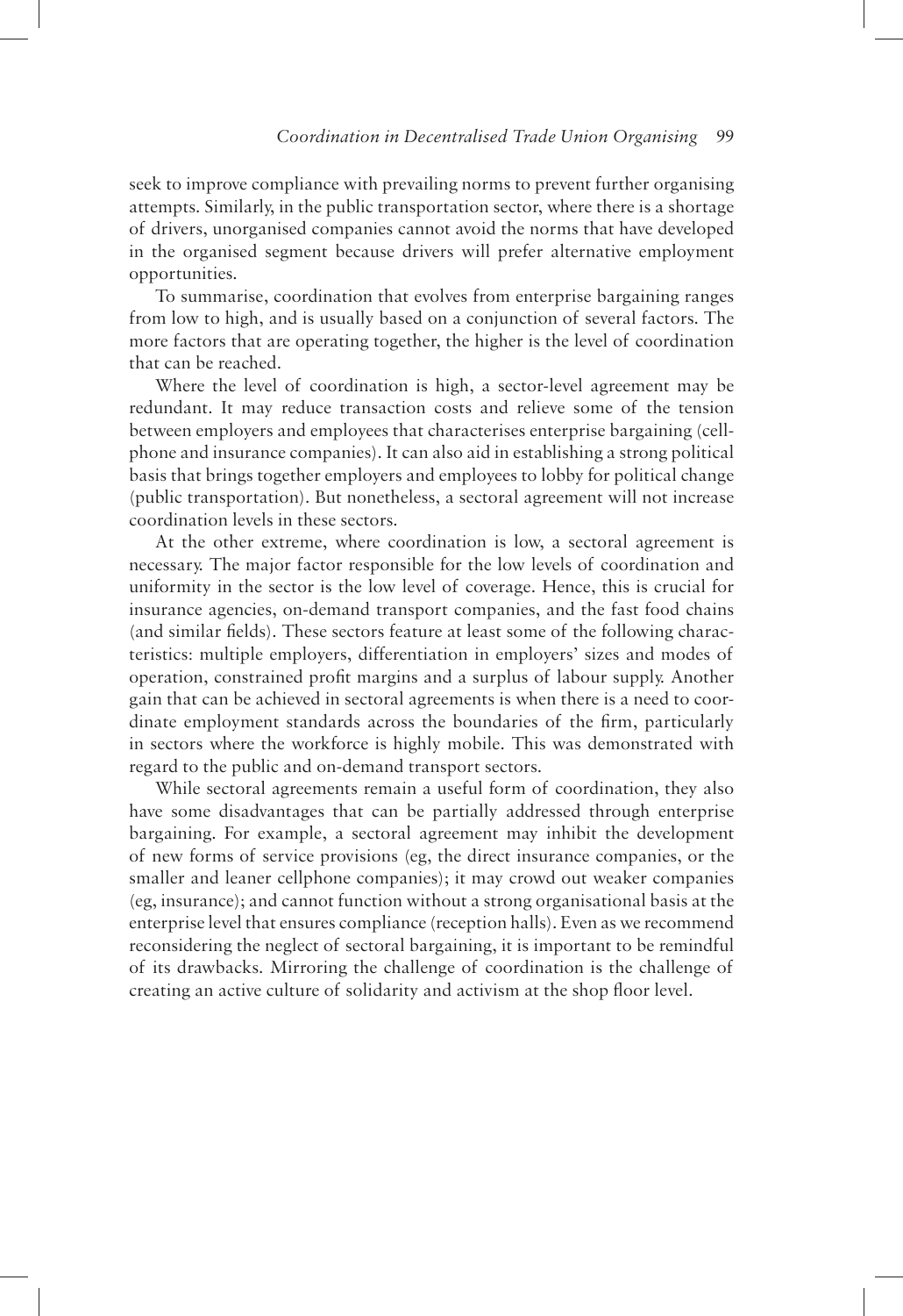seek to improve compliance with prevailing norms to prevent further organising attempts. Similarly, in the public transportation sector, where there is a shortage of drivers, unorganised companies cannot avoid the norms that have developed in the organised segment because drivers will prefer alternative employment opportunities.

To summarise, coordination that evolves from enterprise bargaining ranges from low to high, and is usually based on a conjunction of several factors. The more factors that are operating together, the higher is the level of coordination that can be reached.

Where the level of coordination is high, a sector-level agreement may be redundant. It may reduce transaction costs and relieve some of the tension between employers and employees that characterises enterprise bargaining (cellphone and insurance companies). It can also aid in establishing a strong political basis that brings together employers and employees to lobby for political change (public transportation). But nonetheless, a sectoral agreement will not increase coordination levels in these sectors.

At the other extreme, where coordination is low, a sectoral agreement is necessary. The major factor responsible for the low levels of coordination and uniformity in the sector is the low level of coverage. Hence, this is crucial for insurance agencies, on-demand transport companies, and the fast food chains (and similar fields). These sectors feature at least some of the following characteristics: multiple employers, differentiation in employers' sizes and modes of operation, constrained profit margins and a surplus of labour supply. Another gain that can be achieved in sectoral agreements is when there is a need to coordinate employment standards across the boundaries of the firm, particularly in sectors where the workforce is highly mobile. This was demonstrated with regard to the public and on-demand transport sectors.

While sectoral agreements remain a useful form of coordination, they also have some disadvantages that can be partially addressed through enterprise bargaining. For example, a sectoral agreement may inhibit the development of new forms of service provisions (eg, the direct insurance companies, or the smaller and leaner cellphone companies); it may crowd out weaker companies (eg, insurance); and cannot function without a strong organisational basis at the enterprise level that ensures compliance (reception halls). Even as we recommend reconsidering the neglect of sectoral bargaining, it is important to be remindful of its drawbacks. Mirroring the challenge of coordination is the challenge of creating an active culture of solidarity and activism at the shop floor level.